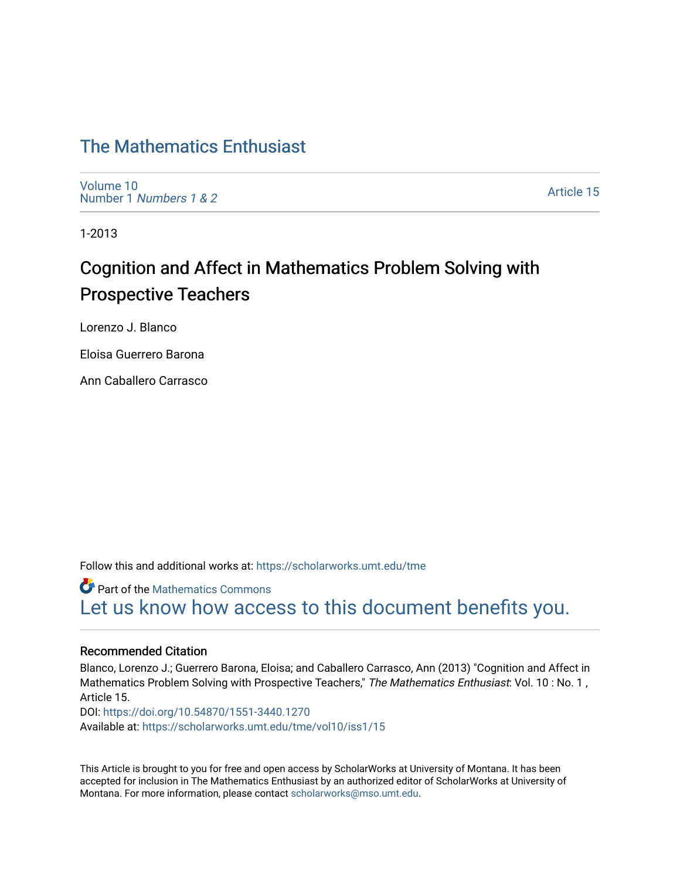# The Mathematics Enthusiast

Volume 10
Number 1 *Numbers 1 & 2*

Article 15

1-2013

## Cognition and Affect in Mathematics Problem Solving with Prospective Teachers

Lorenzo J. Blanco

Eloisa Guerrero Barona

Ann Caballero Carrasco

Follow this and additional works at: https://scholarworks.umt.edu/tme

Part of the Mathematics Commons

Let us know how access to this document benefits you.

### Recommended Citation

Blanco, Lorenzo J.; Guerrero Barona, Eloisa; and Caballero Carrasco, Ann (2013) "Cognition and Affect in Mathematics Problem Solving with Prospective Teachers," *The Mathematics Enthusiast*: Vol. 10 : No. 1 , Article 15.
DOI: https://doi.org/10.54870/1551-3440.1270
Available at: https://scholarworks.umt.edu/tme/vol10/iss1/15

This Article is brought to you for free and open access by ScholarWorks at University of Montana. It has been accepted for inclusion in The Mathematics Enthusiast by an authorized editor of ScholarWorks at University of Montana. For more information, please contact scholarworks@mso.umt.edu.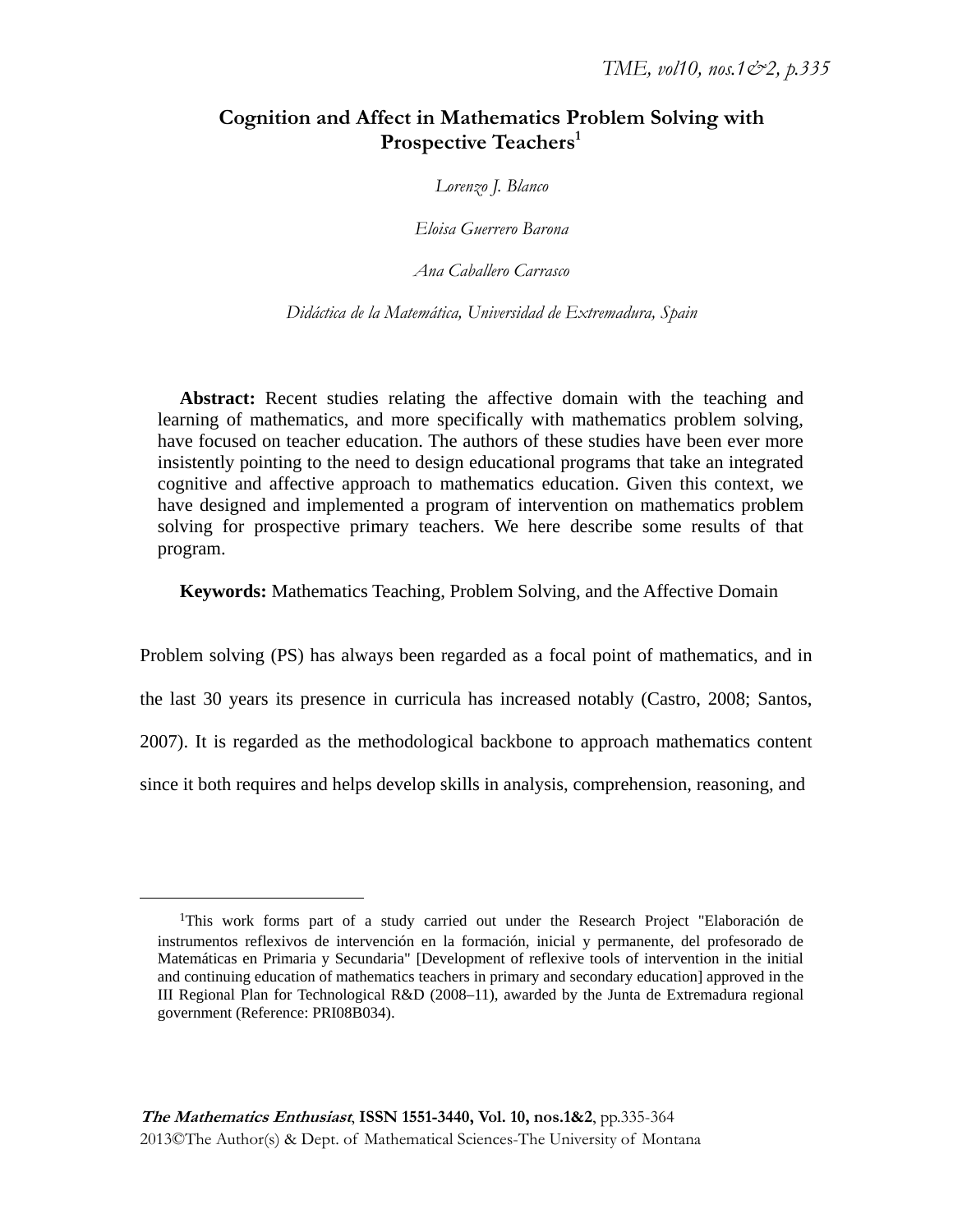# Cognition and Affect in Mathematics Problem Solving with Prospective Teachers[1]

*Lorenzo J. Blanco*

*Eloisa Guerrero Barona*

*Ana Caballero Carrasco*

*Didáctica de la Matemática, Universidad de Extremadura, Spain*

**Abstract:** Recent studies relating the affective domain with the teaching and learning of mathematics, and more specifically with mathematics problem solving, have focused on teacher education. The authors of these studies have been ever more insistently pointing to the need to design educational programs that take an integrated cognitive and affective approach to mathematics education. Given this context, we have designed and implemented a program of intervention on mathematics problem solving for prospective primary teachers. We here describe some results of that program.

**Keywords:** Mathematics Teaching, Problem Solving, and the Affective Domain

Problem solving (PS) has always been regarded as a focal point of mathematics, and in the last 30 years its presence in curricula has increased notably (Castro, 2008; Santos, 2007). It is regarded as the methodological backbone to approach mathematics content since it both requires and helps develop skills in analysis, comprehension, reasoning, and

[1]This work forms part of a study carried out under the Research Project "Elaboración de instrumentos reflexivos de intervención en la formación, inicial y permanente, del profesorado de Matemáticas en Primaria y Secundaria" [Development of reflexive tools of intervention in the initial and continuing education of mathematics teachers in primary and secondary education] approved in the III Regional Plan for Technological R&D (2008–11), awarded by the Junta de Extremadura regional government (Reference: PRI08B034).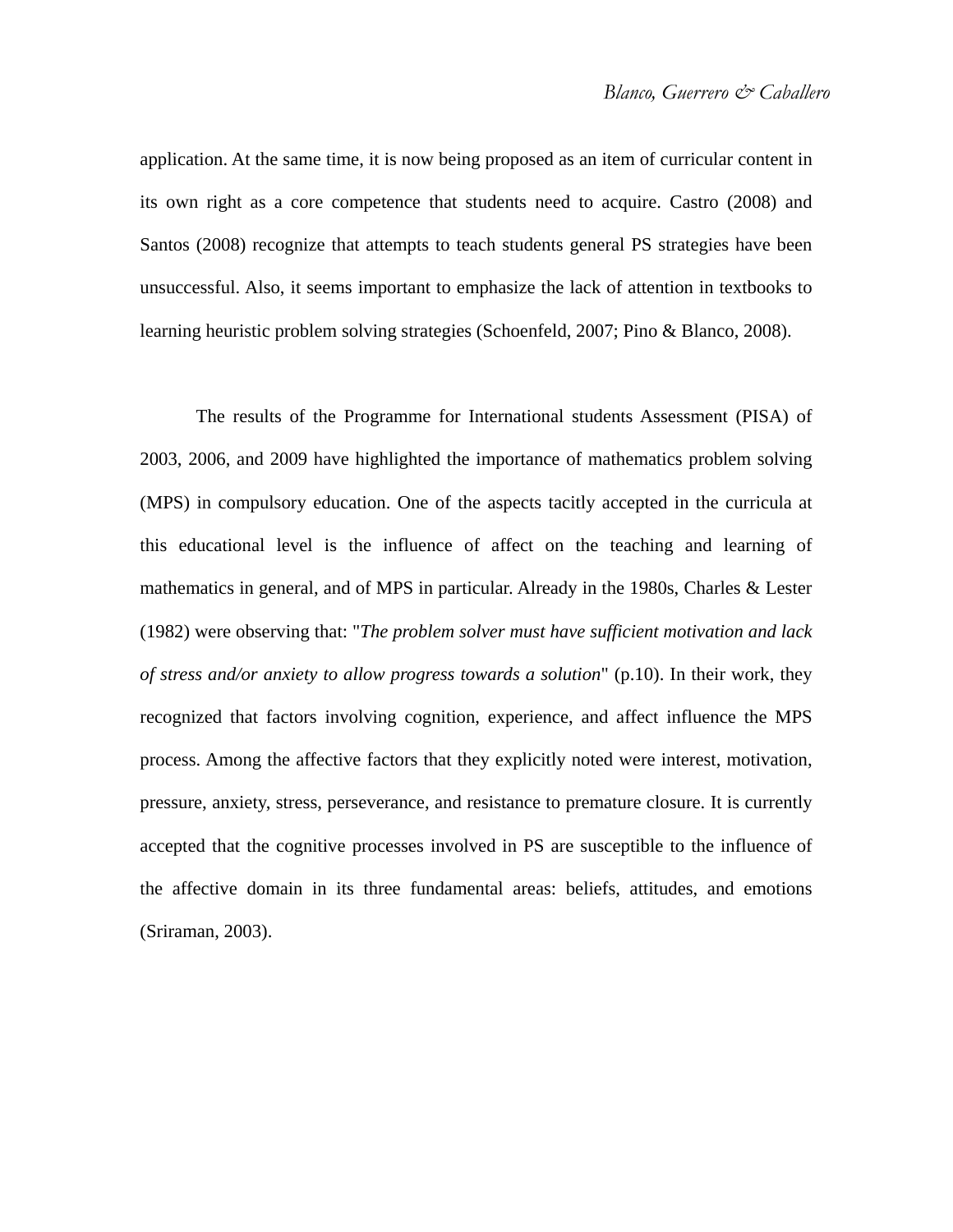application. At the same time, it is now being proposed as an item of curricular content in its own right as a core competence that students need to acquire. Castro (2008) and Santos (2008) recognize that attempts to teach students general PS strategies have been unsuccessful. Also, it seems important to emphasize the lack of attention in textbooks to learning heuristic problem solving strategies (Schoenfeld, 2007; Pino & Blanco, 2008).

The results of the Programme for International students Assessment (PISA) of 2003, 2006, and 2009 have highlighted the importance of mathematics problem solving (MPS) in compulsory education. One of the aspects tacitly accepted in the curricula at this educational level is the influence of affect on the teaching and learning of mathematics in general, and of MPS in particular. Already in the 1980s, Charles & Lester (1982) were observing that: "*The problem solver must have sufficient motivation and lack of stress and/or anxiety to allow progress towards a solution*" (p.10). In their work, they recognized that factors involving cognition, experience, and affect influence the MPS process. Among the affective factors that they explicitly noted were interest, motivation, pressure, anxiety, stress, perseverance, and resistance to premature closure. It is currently accepted that the cognitive processes involved in PS are susceptible to the influence of the affective domain in its three fundamental areas: beliefs, attitudes, and emotions (Sriraman, 2003).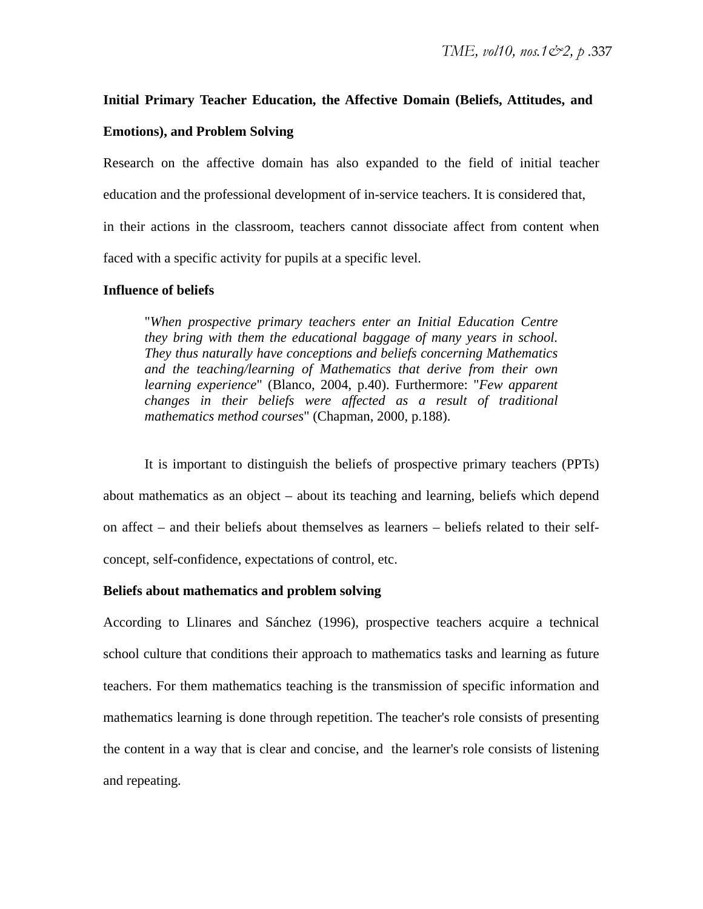**Initial Primary Teacher Education, the Affective Domain (Beliefs, Attitudes, and Emotions), and Problem Solving**

Research on the affective domain has also expanded to the field of initial teacher education and the professional development of in-service teachers. It is considered that, in their actions in the classroom, teachers cannot dissociate affect from content when faced with a specific activity for pupils at a specific level.

**Influence of beliefs**

> "*When prospective primary teachers enter an Initial Education Centre they bring with them the educational baggage of many years in school. They thus naturally have conceptions and beliefs concerning Mathematics and the teaching/learning of Mathematics that derive from their own learning experience*" (Blanco, 2004, p.40). Furthermore: "*Few apparent changes in their beliefs were affected as a result of traditional mathematics method courses*" (Chapman, 2000, p.188).

It is important to distinguish the beliefs of prospective primary teachers (PPTs) about mathematics as an object – about its teaching and learning, beliefs which depend on affect – and their beliefs about themselves as learners – beliefs related to their self-concept, self-confidence, expectations of control, etc.

**Beliefs about mathematics and problem solving**

According to Llinares and Sánchez (1996), prospective teachers acquire a technical school culture that conditions their approach to mathematics tasks and learning as future teachers. For them mathematics teaching is the transmission of specific information and mathematics learning is done through repetition. The teacher's role consists of presenting the content in a way that is clear and concise, and the learner's role consists of listening and repeating.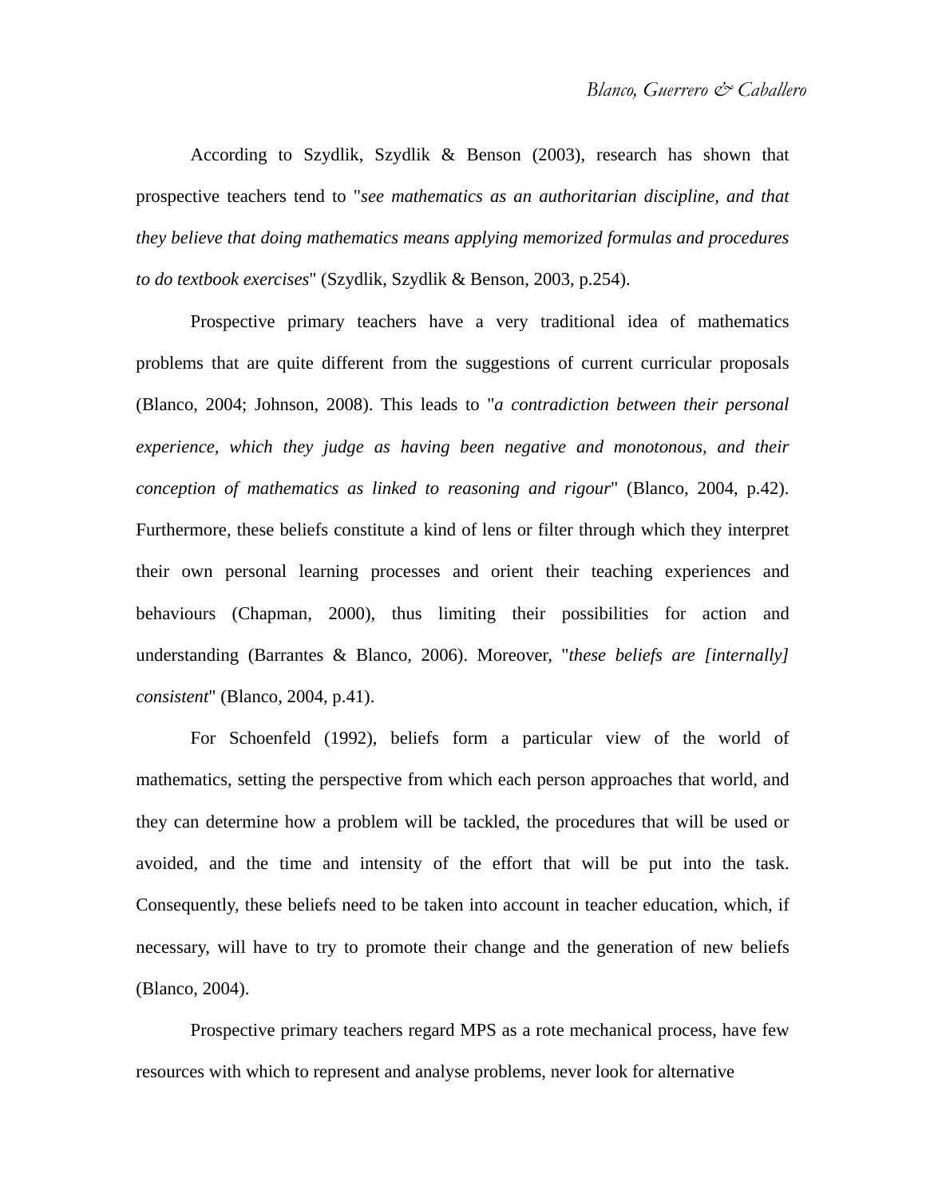According to Szydlik, Szydlik & Benson (2003), research has shown that prospective teachers tend to "*see mathematics as an authoritarian discipline, and that they believe that doing mathematics means applying memorized formulas and procedures to do textbook exercises*" (Szydlik, Szydlik & Benson, 2003, p.254).

Prospective primary teachers have a very traditional idea of mathematics problems that are quite different from the suggestions of current curricular proposals (Blanco, 2004; Johnson, 2008). This leads to "*a contradiction between their personal experience, which they judge as having been negative and monotonous, and their conception of mathematics as linked to reasoning and rigour*" (Blanco, 2004, p.42). Furthermore, these beliefs constitute a kind of lens or filter through which they interpret their own personal learning processes and orient their teaching experiences and behaviours (Chapman, 2000), thus limiting their possibilities for action and understanding (Barrantes & Blanco, 2006). Moreover, "*these beliefs are [internally] consistent*" (Blanco, 2004, p.41).

For Schoenfeld (1992), beliefs form a particular view of the world of mathematics, setting the perspective from which each person approaches that world, and they can determine how a problem will be tackled, the procedures that will be used or avoided, and the time and intensity of the effort that will be put into the task. Consequently, these beliefs need to be taken into account in teacher education, which, if necessary, will have to try to promote their change and the generation of new beliefs (Blanco, 2004).

Prospective primary teachers regard MPS as a rote mechanical process, have few resources with which to represent and analyse problems, never look for alternative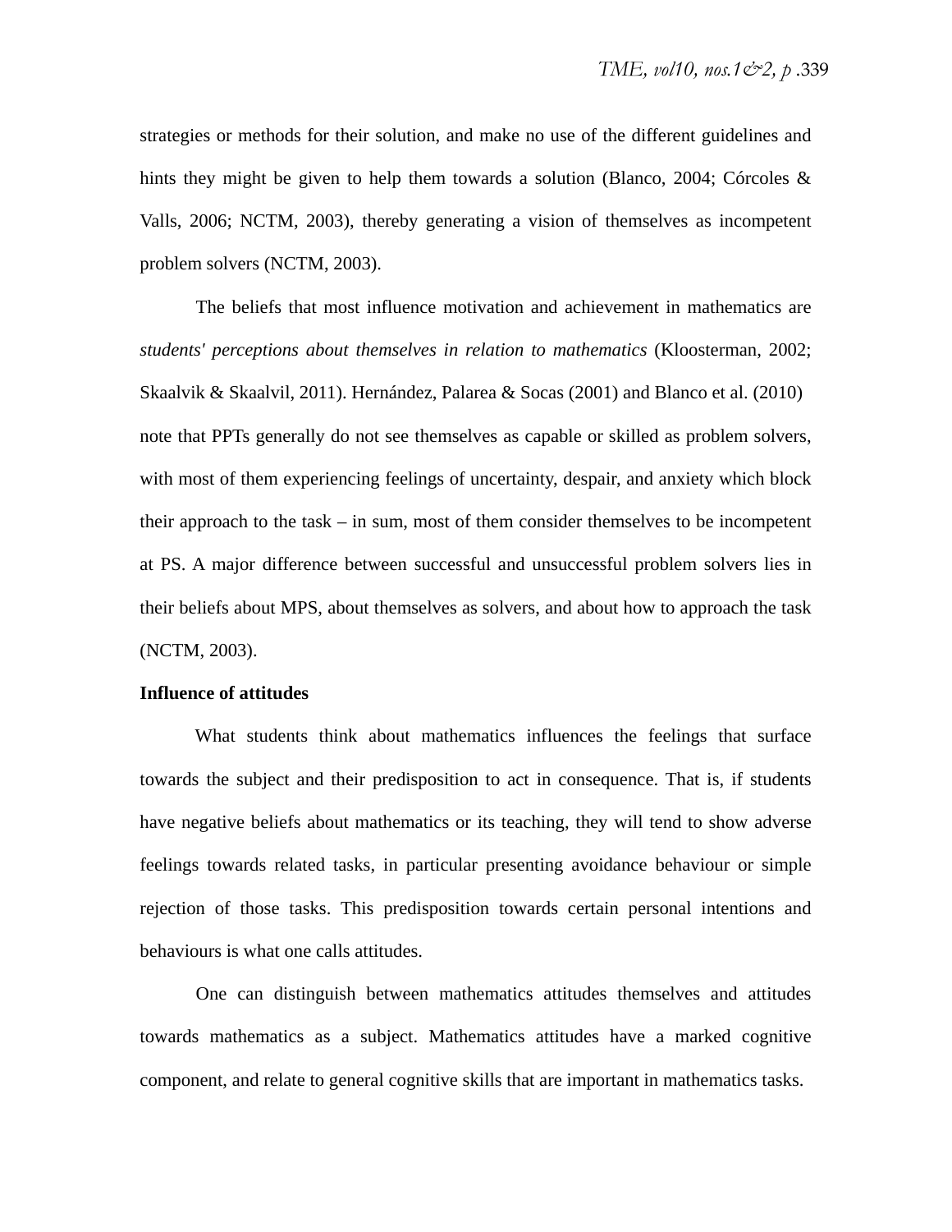strategies or methods for their solution, and make no use of the different guidelines and hints they might be given to help them towards a solution (Blanco, 2004; Córcoles & Valls, 2006; NCTM, 2003), thereby generating a vision of themselves as incompetent problem solvers (NCTM, 2003).

The beliefs that most influence motivation and achievement in mathematics are *students' perceptions about themselves in relation to mathematics* (Kloosterman, 2002; Skaalvik & Skaalvil, 2011). Hernández, Palarea & Socas (2001) and Blanco et al. (2010) note that PPTs generally do not see themselves as capable or skilled as problem solvers, with most of them experiencing feelings of uncertainty, despair, and anxiety which block their approach to the task – in sum, most of them consider themselves to be incompetent at PS. A major difference between successful and unsuccessful problem solvers lies in their beliefs about MPS, about themselves as solvers, and about how to approach the task (NCTM, 2003).

**Influence of attitudes**

What students think about mathematics influences the feelings that surface towards the subject and their predisposition to act in consequence. That is, if students have negative beliefs about mathematics or its teaching, they will tend to show adverse feelings towards related tasks, in particular presenting avoidance behaviour or simple rejection of those tasks. This predisposition towards certain personal intentions and behaviours is what one calls attitudes.

One can distinguish between mathematics attitudes themselves and attitudes towards mathematics as a subject. Mathematics attitudes have a marked cognitive component, and relate to general cognitive skills that are important in mathematics tasks.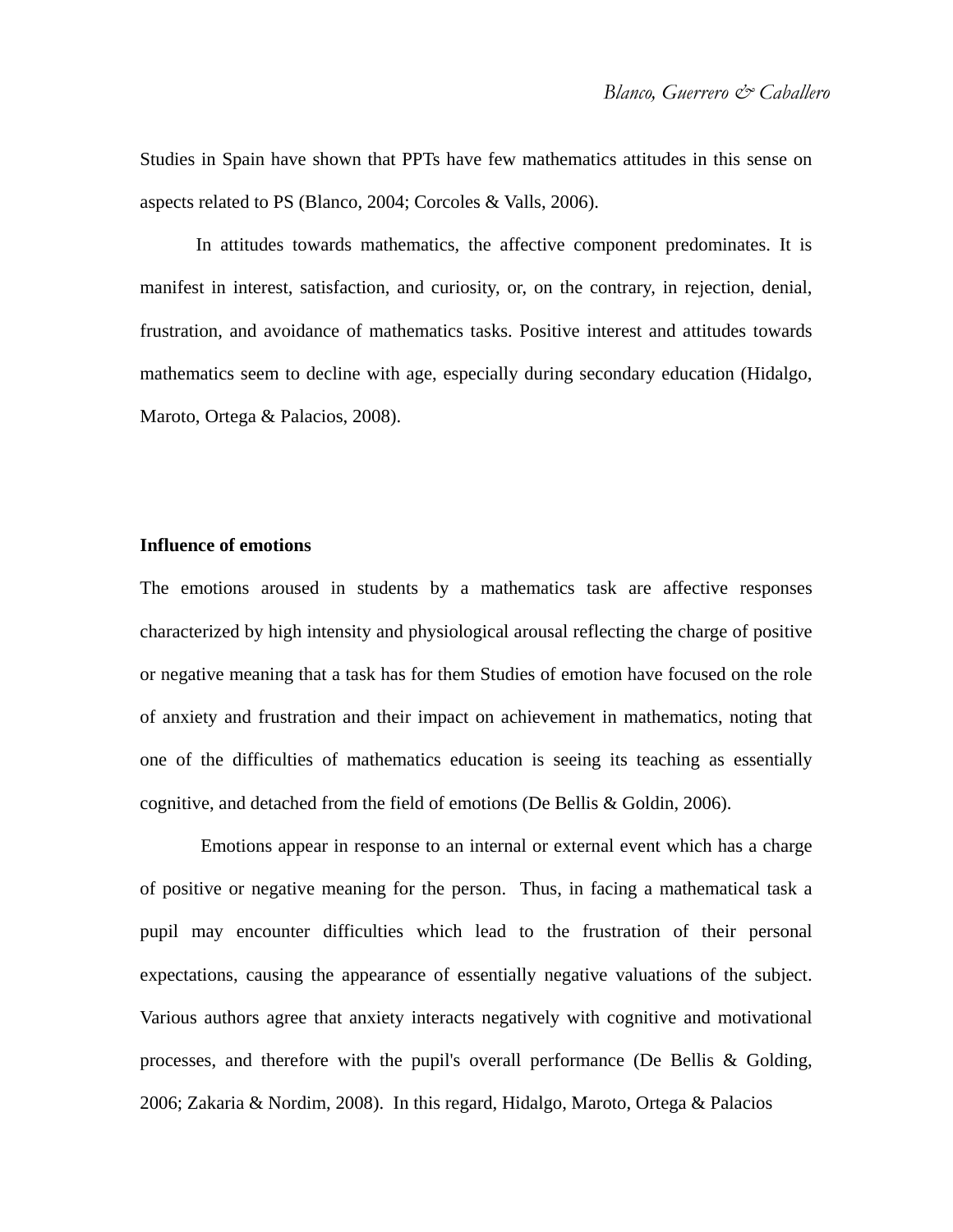Studies in Spain have shown that PPTs have few mathematics attitudes in this sense on aspects related to PS (Blanco, 2004; Corcoles & Valls, 2006).

In attitudes towards mathematics, the affective component predominates. It is manifest in interest, satisfaction, and curiosity, or, on the contrary, in rejection, denial, frustration, and avoidance of mathematics tasks. Positive interest and attitudes towards mathematics seem to decline with age, especially during secondary education (Hidalgo, Maroto, Ortega & Palacios, 2008).

**Influence of emotions**

The emotions aroused in students by a mathematics task are affective responses characterized by high intensity and physiological arousal reflecting the charge of positive or negative meaning that a task has for them Studies of emotion have focused on the role of anxiety and frustration and their impact on achievement in mathematics, noting that one of the difficulties of mathematics education is seeing its teaching as essentially cognitive, and detached from the field of emotions (De Bellis & Goldin, 2006).

Emotions appear in response to an internal or external event which has a charge of positive or negative meaning for the person. Thus, in facing a mathematical task a pupil may encounter difficulties which lead to the frustration of their personal expectations, causing the appearance of essentially negative valuations of the subject. Various authors agree that anxiety interacts negatively with cognitive and motivational processes, and therefore with the pupil's overall performance (De Bellis & Golding, 2006; Zakaria & Nordim, 2008). In this regard, Hidalgo, Maroto, Ortega & Palacios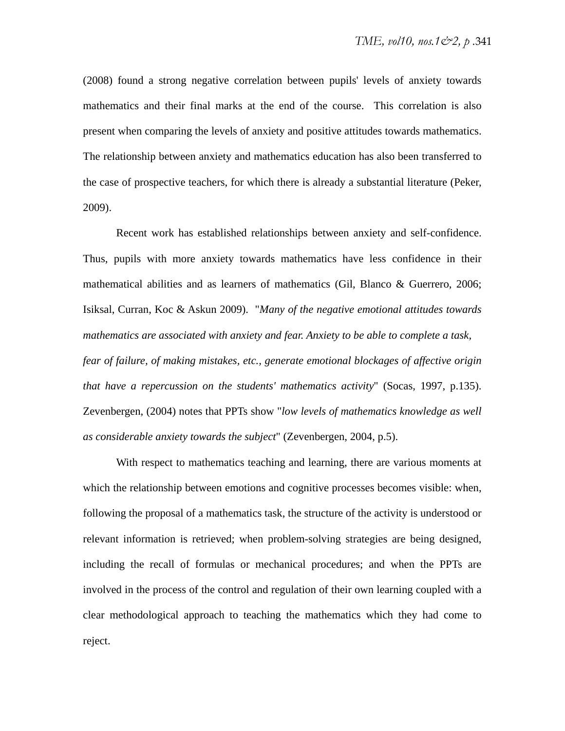(2008) found a strong negative correlation between pupils' levels of anxiety towards mathematics and their final marks at the end of the course. This correlation is also present when comparing the levels of anxiety and positive attitudes towards mathematics. The relationship between anxiety and mathematics education has also been transferred to the case of prospective teachers, for which there is already a substantial literature (Peker, 2009).

Recent work has established relationships between anxiety and self-confidence. Thus, pupils with more anxiety towards mathematics have less confidence in their mathematical abilities and as learners of mathematics (Gil, Blanco & Guerrero, 2006; Isiksal, Curran, Koc & Askun 2009). "*Many of the negative emotional attitudes towards mathematics are associated with anxiety and fear. Anxiety to be able to complete a task, fear of failure, of making mistakes, etc., generate emotional blockages of affective origin that have a repercussion on the students' mathematics activity*" (Socas, 1997, p.135). Zevenbergen, (2004) notes that PPTs show "*low levels of mathematics knowledge as well as considerable anxiety towards the subject*" (Zevenbergen, 2004, p.5).

With respect to mathematics teaching and learning, there are various moments at which the relationship between emotions and cognitive processes becomes visible: when, following the proposal of a mathematics task, the structure of the activity is understood or relevant information is retrieved; when problem-solving strategies are being designed, including the recall of formulas or mechanical procedures; and when the PPTs are involved in the process of the control and regulation of their own learning coupled with a clear methodological approach to teaching the mathematics which they had come to reject.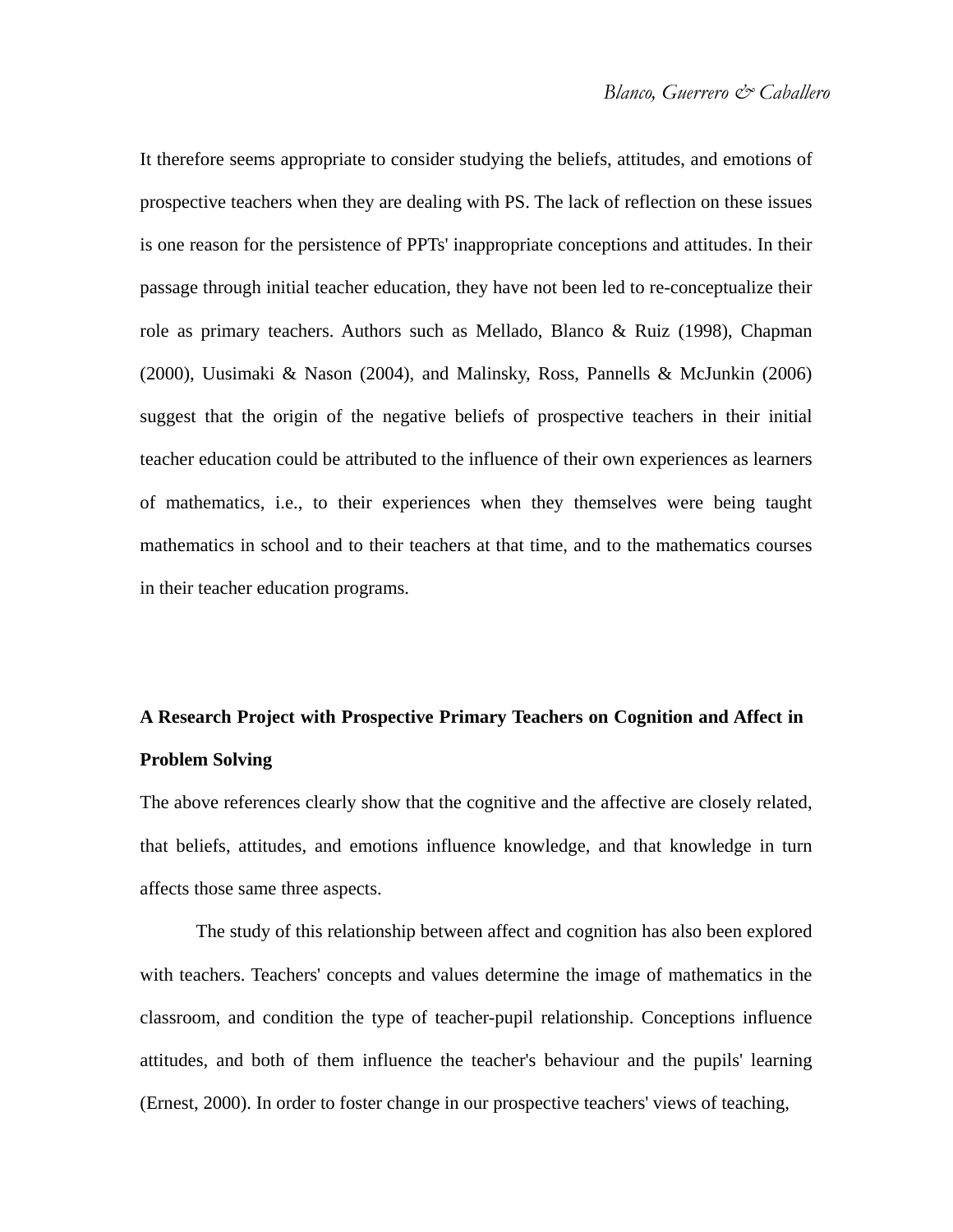It therefore seems appropriate to consider studying the beliefs, attitudes, and emotions of prospective teachers when they are dealing with PS. The lack of reflection on these issues is one reason for the persistence of PPTs' inappropriate conceptions and attitudes. In their passage through initial teacher education, they have not been led to re-conceptualize their role as primary teachers. Authors such as Mellado, Blanco & Ruiz (1998), Chapman (2000), Uusimaki & Nason (2004), and Malinsky, Ross, Pannells & McJunkin (2006) suggest that the origin of the negative beliefs of prospective teachers in their initial teacher education could be attributed to the influence of their own experiences as learners of mathematics, i.e., to their experiences when they themselves were being taught mathematics in school and to their teachers at that time, and to the mathematics courses in their teacher education programs.

## A Research Project with Prospective Primary Teachers on Cognition and Affect in Problem Solving

The above references clearly show that the cognitive and the affective are closely related, that beliefs, attitudes, and emotions influence knowledge, and that knowledge in turn affects those same three aspects.

The study of this relationship between affect and cognition has also been explored with teachers. Teachers' concepts and values determine the image of mathematics in the classroom, and condition the type of teacher-pupil relationship. Conceptions influence attitudes, and both of them influence the teacher's behaviour and the pupils' learning (Ernest, 2000). In order to foster change in our prospective teachers' views of teaching,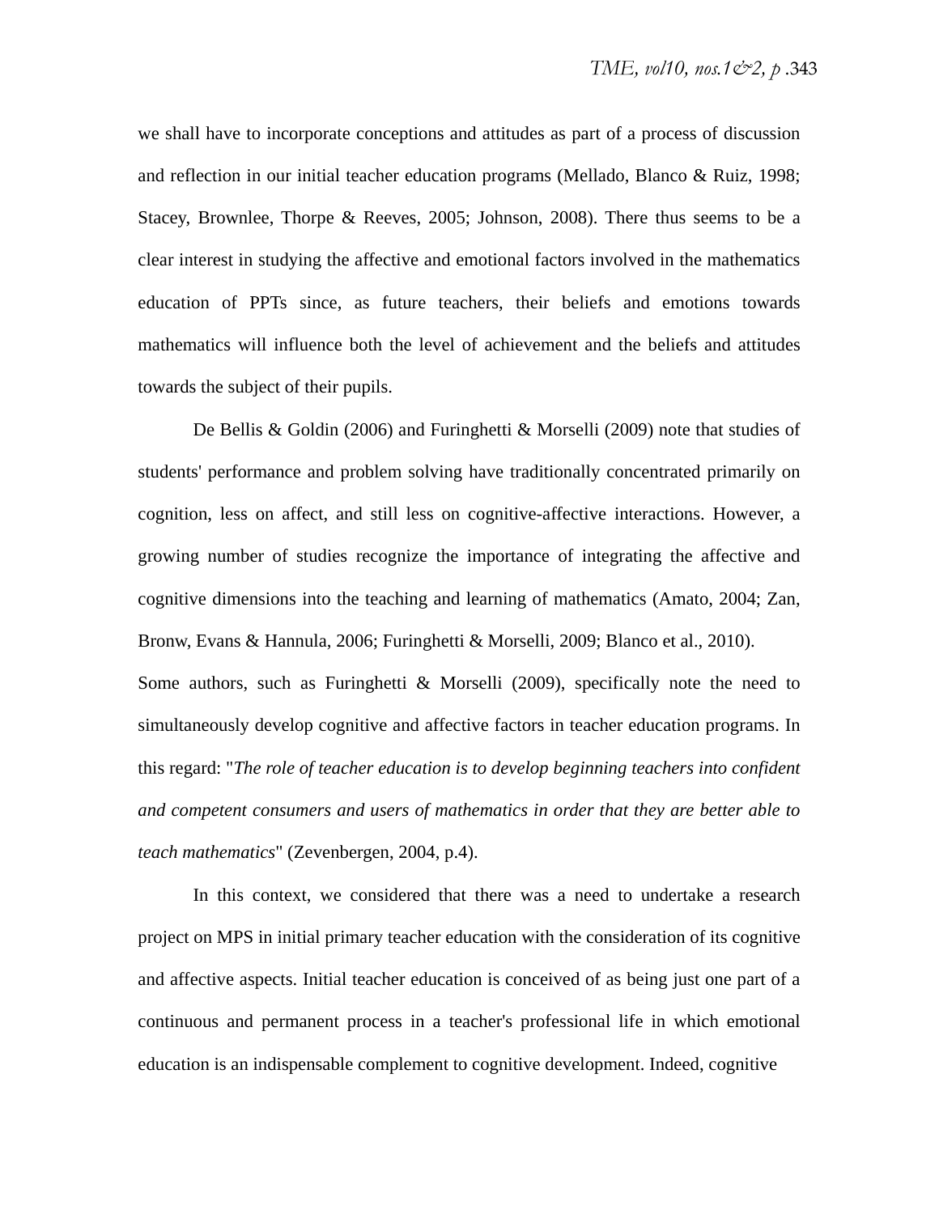we shall have to incorporate conceptions and attitudes as part of a process of discussion and reflection in our initial teacher education programs (Mellado, Blanco & Ruiz, 1998; Stacey, Brownlee, Thorpe & Reeves, 2005; Johnson, 2008). There thus seems to be a clear interest in studying the affective and emotional factors involved in the mathematics education of PPTs since, as future teachers, their beliefs and emotions towards mathematics will influence both the level of achievement and the beliefs and attitudes towards the subject of their pupils.

De Bellis & Goldin (2006) and Furinghetti & Morselli (2009) note that studies of students' performance and problem solving have traditionally concentrated primarily on cognition, less on affect, and still less on cognitive-affective interactions. However, a growing number of studies recognize the importance of integrating the affective and cognitive dimensions into the teaching and learning of mathematics (Amato, 2004; Zan, Bronw, Evans & Hannula, 2006; Furinghetti & Morselli, 2009; Blanco et al., 2010).

Some authors, such as Furinghetti & Morselli (2009), specifically note the need to simultaneously develop cognitive and affective factors in teacher education programs. In this regard: "*The role of teacher education is to develop beginning teachers into confident and competent consumers and users of mathematics in order that they are better able to teach mathematics*" (Zevenbergen, 2004, p.4).

In this context, we considered that there was a need to undertake a research project on MPS in initial primary teacher education with the consideration of its cognitive and affective aspects. Initial teacher education is conceived of as being just one part of a continuous and permanent process in a teacher's professional life in which emotional education is an indispensable complement to cognitive development. Indeed, cognitive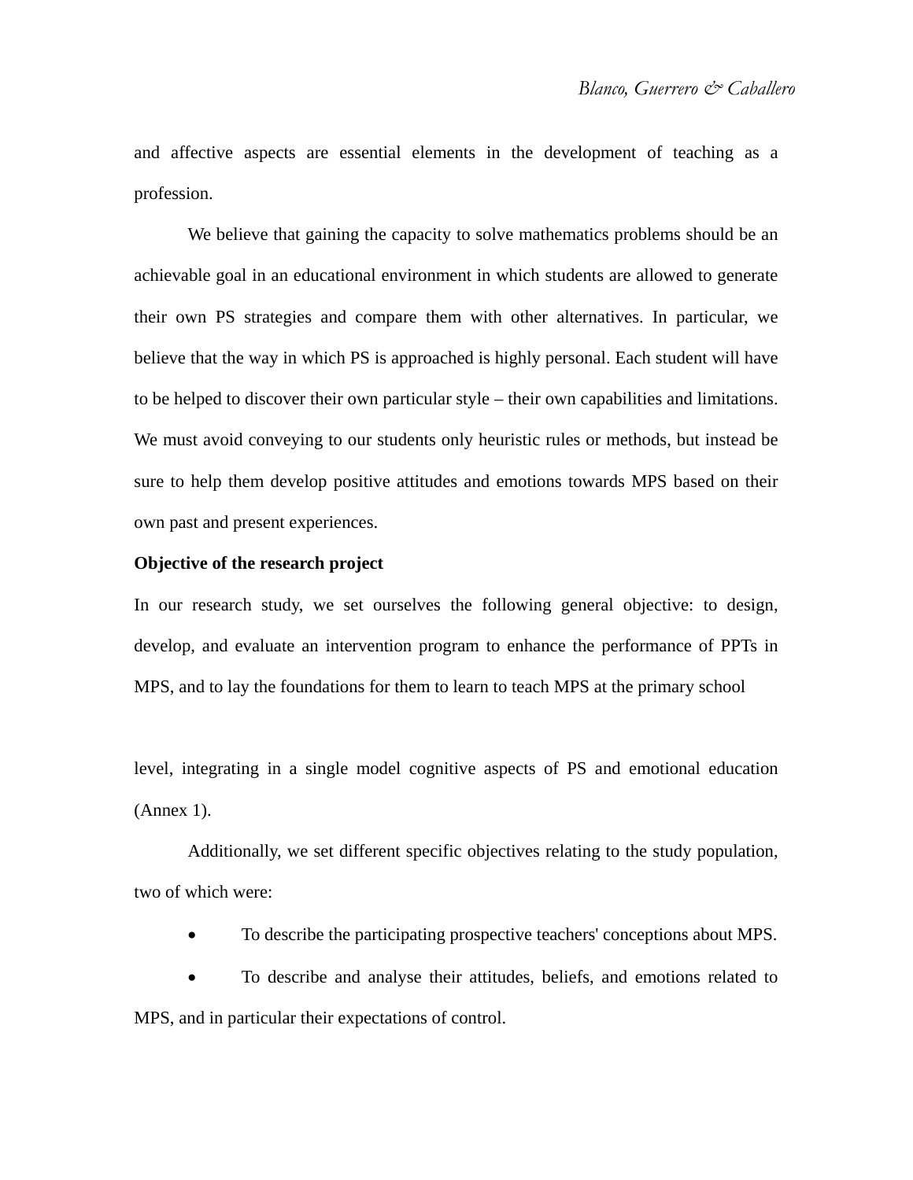and affective aspects are essential elements in the development of teaching as a profession.

We believe that gaining the capacity to solve mathematics problems should be an achievable goal in an educational environment in which students are allowed to generate their own PS strategies and compare them with other alternatives. In particular, we believe that the way in which PS is approached is highly personal. Each student will have to be helped to discover their own particular style – their own capabilities and limitations. We must avoid conveying to our students only heuristic rules or methods, but instead be sure to help them develop positive attitudes and emotions towards MPS based on their own past and present experiences.

**Objective of the research project**

In our research study, we set ourselves the following general objective: to design, develop, and evaluate an intervention program to enhance the performance of PPTs in MPS, and to lay the foundations for them to learn to teach MPS at the primary school level, integrating in a single model cognitive aspects of PS and emotional education (Annex 1).

Additionally, we set different specific objectives relating to the study population, two of which were:

- To describe the participating prospective teachers' conceptions about MPS.
- To describe and analyse their attitudes, beliefs, and emotions related to MPS, and in particular their expectations of control.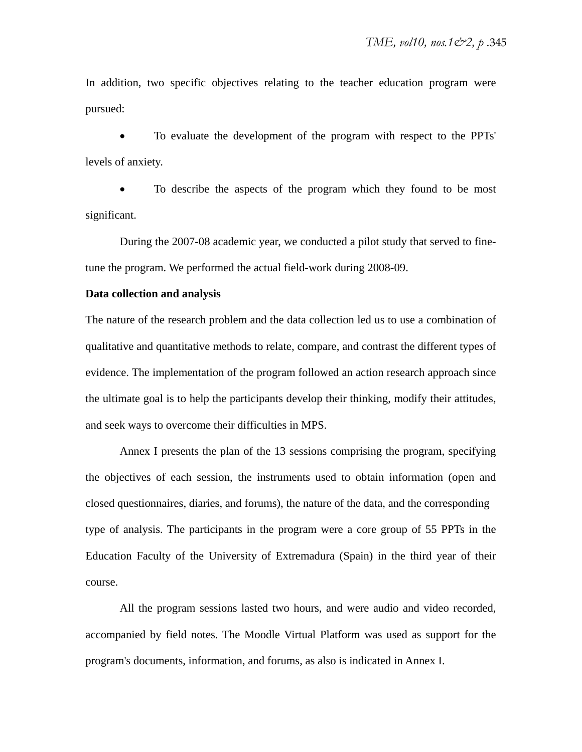In addition, two specific objectives relating to the teacher education program were pursued:

- To evaluate the development of the program with respect to the PPTs' levels of anxiety.
- To describe the aspects of the program which they found to be most significant.

During the 2007-08 academic year, we conducted a pilot study that served to fine-tune the program. We performed the actual field-work during 2008-09.

**Data collection and analysis**

The nature of the research problem and the data collection led us to use a combination of qualitative and quantitative methods to relate, compare, and contrast the different types of evidence. The implementation of the program followed an action research approach since the ultimate goal is to help the participants develop their thinking, modify their attitudes, and seek ways to overcome their difficulties in MPS.

Annex I presents the plan of the 13 sessions comprising the program, specifying the objectives of each session, the instruments used to obtain information (open and closed questionnaires, diaries, and forums), the nature of the data, and the corresponding type of analysis. The participants in the program were a core group of 55 PPTs in the Education Faculty of the University of Extremadura (Spain) in the third year of their course.

All the program sessions lasted two hours, and were audio and video recorded, accompanied by field notes. The Moodle Virtual Platform was used as support for the program's documents, information, and forums, as also is indicated in Annex I.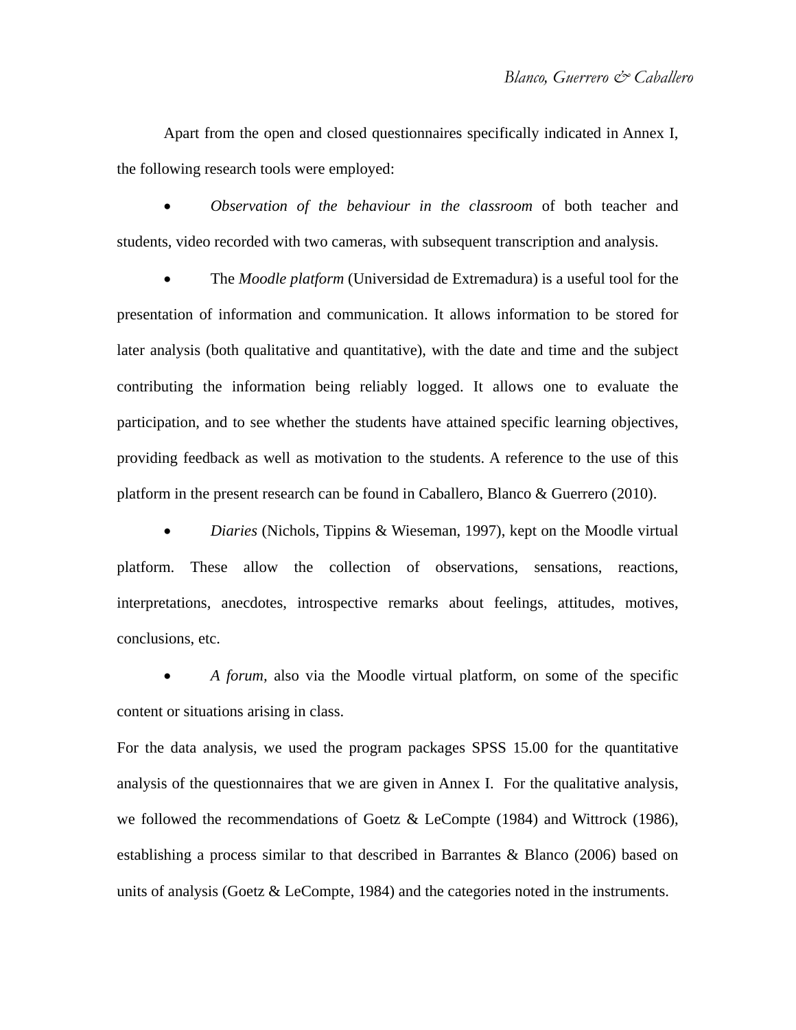Apart from the open and closed questionnaires specifically indicated in Annex I, the following research tools were employed:

- *Observation of the behaviour in the classroom* of both teacher and students, video recorded with two cameras, with subsequent transcription and analysis.
- The *Moodle platform* (Universidad de Extremadura) is a useful tool for the presentation of information and communication. It allows information to be stored for later analysis (both qualitative and quantitative), with the date and time and the subject contributing the information being reliably logged. It allows one to evaluate the participation, and to see whether the students have attained specific learning objectives, providing feedback as well as motivation to the students. A reference to the use of this platform in the present research can be found in Caballero, Blanco & Guerrero (2010).
- *Diaries* (Nichols, Tippins & Wieseman, 1997), kept on the Moodle virtual platform. These allow the collection of observations, sensations, reactions, interpretations, anecdotes, introspective remarks about feelings, attitudes, motives, conclusions, etc.
- *A forum,* also via the Moodle virtual platform, on some of the specific content or situations arising in class.

For the data analysis, we used the program packages SPSS 15.00 for the quantitative analysis of the questionnaires that we are given in Annex I. For the qualitative analysis, we followed the recommendations of Goetz & LeCompte (1984) and Wittrock (1986), establishing a process similar to that described in Barrantes & Blanco (2006) based on units of analysis (Goetz & LeCompte, 1984) and the categories noted in the instruments.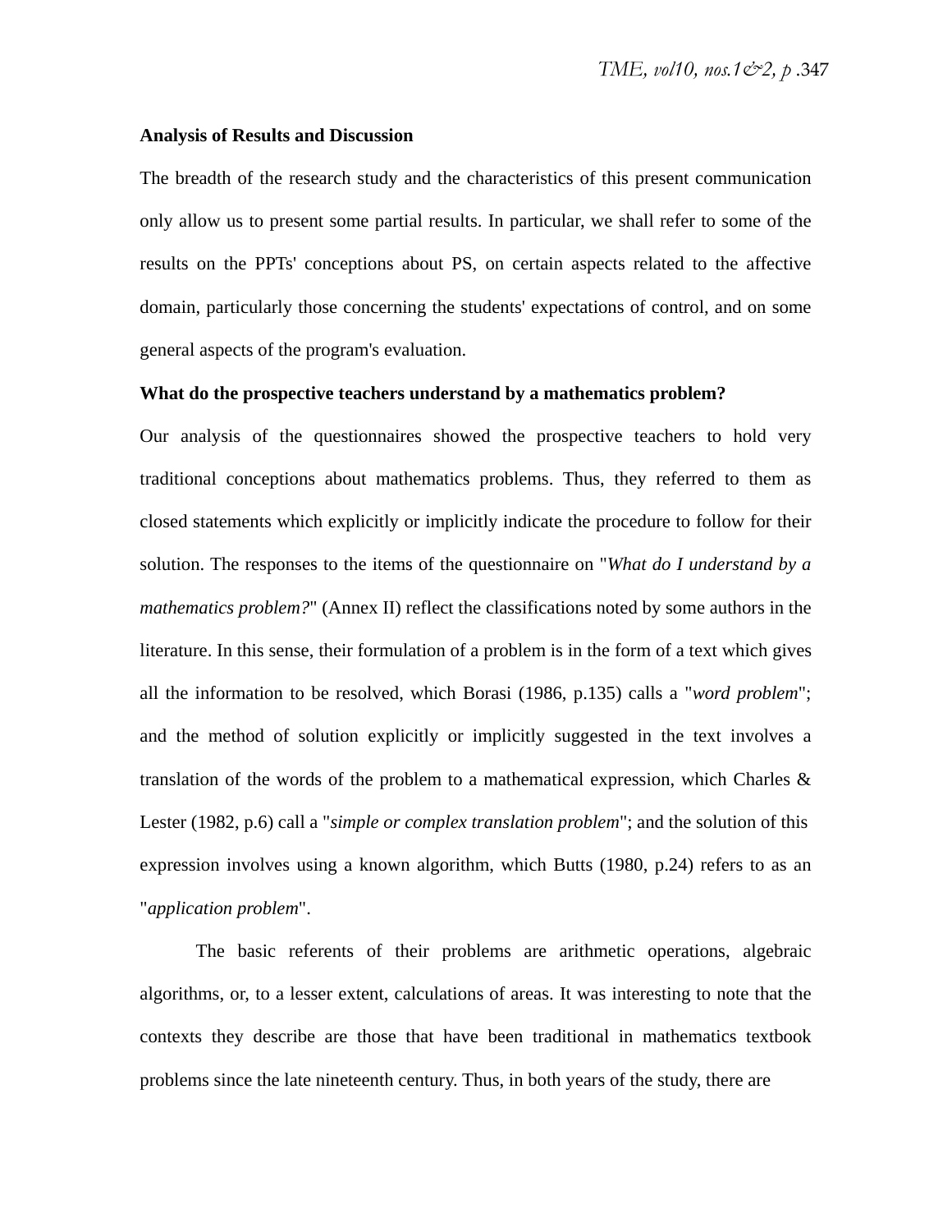**Analysis of Results and Discussion**

The breadth of the research study and the characteristics of this present communication only allow us to present some partial results. In particular, we shall refer to some of the results on the PPTs' conceptions about PS, on certain aspects related to the affective domain, particularly those concerning the students' expectations of control, and on some general aspects of the program's evaluation.

**What do the prospective teachers understand by a mathematics problem?**

Our analysis of the questionnaires showed the prospective teachers to hold very traditional conceptions about mathematics problems. Thus, they referred to them as closed statements which explicitly or implicitly indicate the procedure to follow for their solution. The responses to the items of the questionnaire on "*What do I understand by a mathematics problem?*" (Annex II) reflect the classifications noted by some authors in the literature. In this sense, their formulation of a problem is in the form of a text which gives all the information to be resolved, which Borasi (1986, p.135) calls a "*word problem*"; and the method of solution explicitly or implicitly suggested in the text involves a translation of the words of the problem to a mathematical expression, which Charles & Lester (1982, p.6) call a "*simple or complex translation problem*"; and the solution of this expression involves using a known algorithm, which Butts (1980, p.24) refers to as an "*application problem*".

The basic referents of their problems are arithmetic operations, algebraic algorithms, or, to a lesser extent, calculations of areas. It was interesting to note that the contexts they describe are those that have been traditional in mathematics textbook problems since the late nineteenth century. Thus, in both years of the study, there are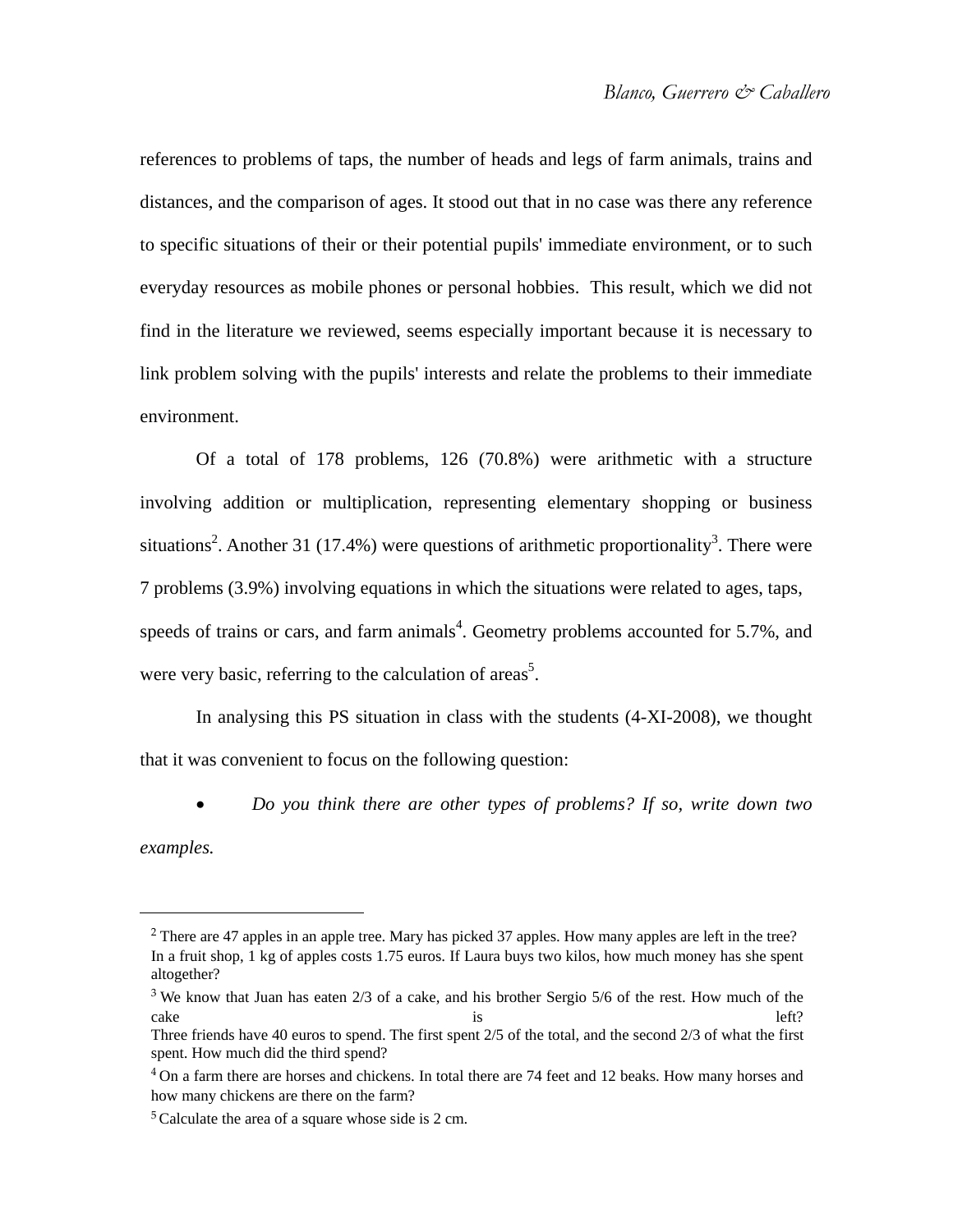references to problems of taps, the number of heads and legs of farm animals, trains and distances, and the comparison of ages. It stood out that in no case was there any reference to specific situations of their or their potential pupils' immediate environment, or to such everyday resources as mobile phones or personal hobbies. This result, which we did not find in the literature we reviewed, seems especially important because it is necessary to link problem solving with the pupils' interests and relate the problems to their immediate environment.

Of a total of 178 problems, 126 (70.8%) were arithmetic with a structure involving addition or multiplication, representing elementary shopping or business situations[2]. Another 31 (17.4%) were questions of arithmetic proportionality[3]. There were 7 problems (3.9%) involving equations in which the situations were related to ages, taps, speeds of trains or cars, and farm animals[4]. Geometry problems accounted for 5.7%, and were very basic, referring to the calculation of areas[5].

In analysing this PS situation in class with the students (4-XI-2008), we thought that it was convenient to focus on the following question:

- *Do you think there are other types of problems? If so, write down two examples.*

---

[2] There are 47 apples in an apple tree. Mary has picked 37 apples. How many apples are left in the tree? In a fruit shop, 1 kg of apples costs 1.75 euros. If Laura buys two kilos, how much money has she spent altogether?

[3] We know that Juan has eaten 2/3 of a cake, and his brother Sergio 5/6 of the rest. How much of the cake is left? Three friends have 40 euros to spend. The first spent 2/5 of the total, and the second 2/3 of what the first spent. How much did the third spend?

[4] On a farm there are horses and chickens. In total there are 74 feet and 12 beaks. How many horses and how many chickens are there on the farm?

[5] Calculate the area of a square whose side is 2 cm.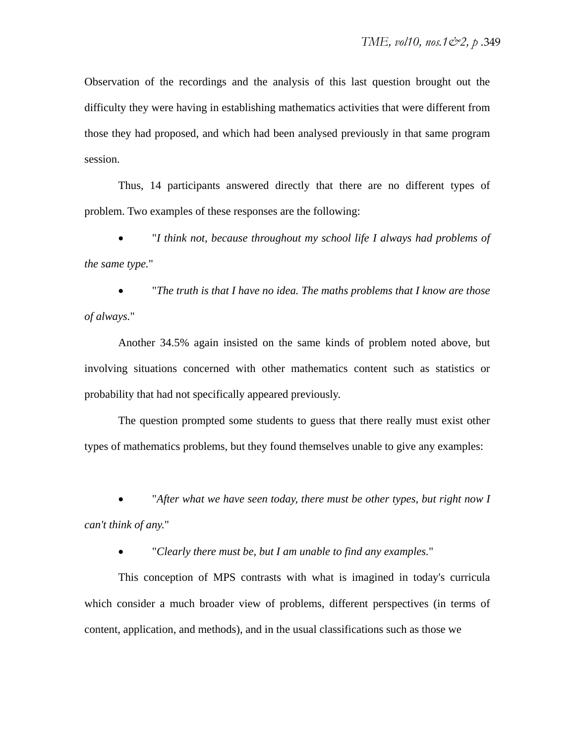Observation of the recordings and the analysis of this last question brought out the difficulty they were having in establishing mathematics activities that were different from those they had proposed, and which had been analysed previously in that same program session.

Thus, 14 participants answered directly that there are no different types of problem. Two examples of these responses are the following:

- "*I think not, because throughout my school life I always had problems of the same type.*"
- "*The truth is that I have no idea. The maths problems that I know are those of always.*"

Another 34.5% again insisted on the same kinds of problem noted above, but involving situations concerned with other mathematics content such as statistics or probability that had not specifically appeared previously.

The question prompted some students to guess that there really must exist other types of mathematics problems, but they found themselves unable to give any examples:

- "*After what we have seen today, there must be other types, but right now I can't think of any.*"
- "*Clearly there must be, but I am unable to find any examples.*"

This conception of MPS contrasts with what is imagined in today's curricula which consider a much broader view of problems, different perspectives (in terms of content, application, and methods), and in the usual classifications such as those we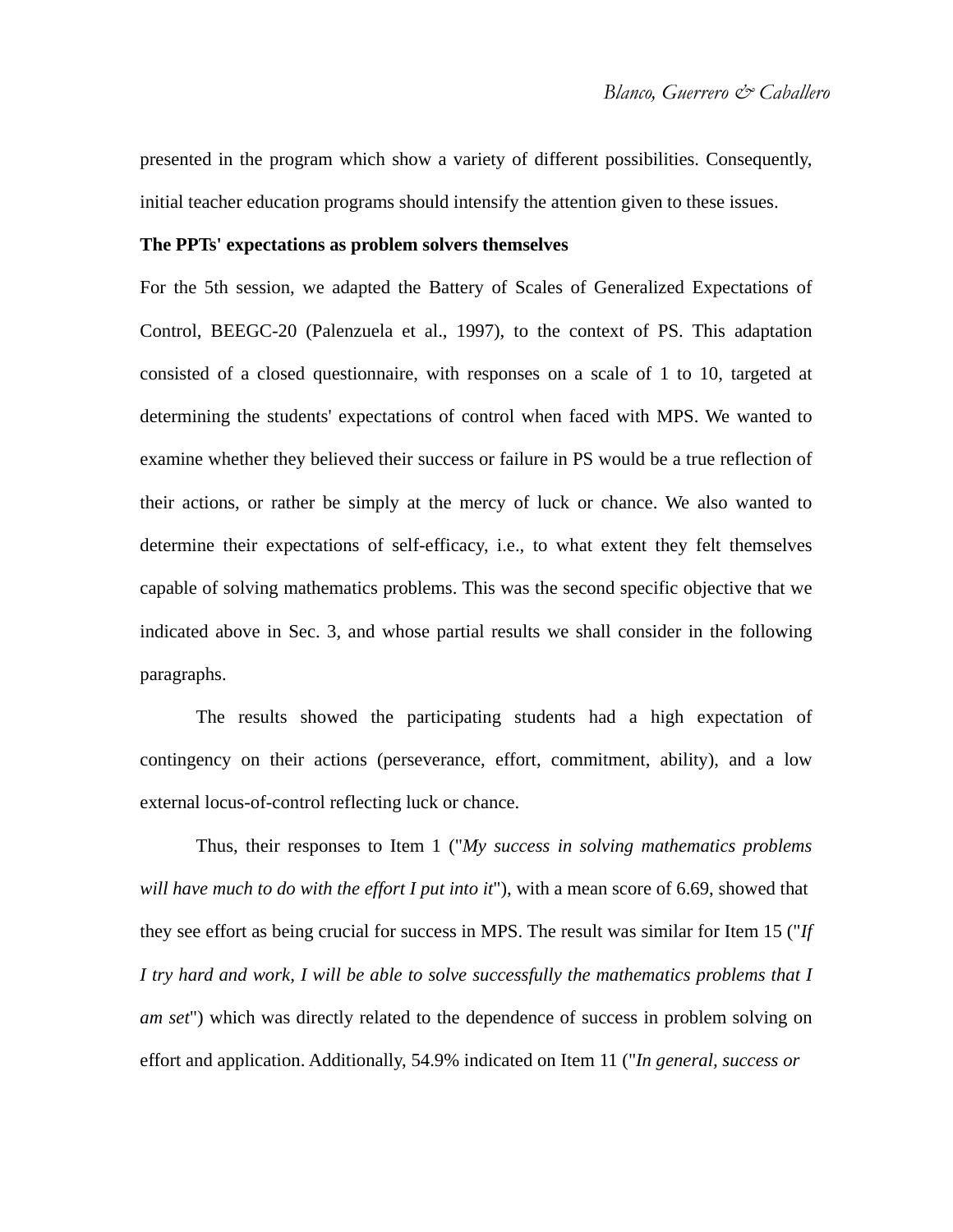presented in the program which show a variety of different possibilities. Consequently, initial teacher education programs should intensify the attention given to these issues.

**The PPTs' expectations as problem solvers themselves**

For the 5th session, we adapted the Battery of Scales of Generalized Expectations of Control, BEEGC-20 (Palenzuela et al., 1997), to the context of PS. This adaptation consisted of a closed questionnaire, with responses on a scale of 1 to 10, targeted at determining the students' expectations of control when faced with MPS. We wanted to examine whether they believed their success or failure in PS would be a true reflection of their actions, or rather be simply at the mercy of luck or chance. We also wanted to determine their expectations of self-efficacy, i.e., to what extent they felt themselves capable of solving mathematics problems. This was the second specific objective that we indicated above in Sec. 3, and whose partial results we shall consider in the following paragraphs.

The results showed the participating students had a high expectation of contingency on their actions (perseverance, effort, commitment, ability), and a low external locus-of-control reflecting luck or chance.

Thus, their responses to Item 1 ("*My success in solving mathematics problems will have much to do with the effort I put into it*"), with a mean score of 6.69, showed that they see effort as being crucial for success in MPS. The result was similar for Item 15 ("*If I try hard and work, I will be able to solve successfully the mathematics problems that I am set*") which was directly related to the dependence of success in problem solving on effort and application. Additionally, 54.9% indicated on Item 11 ("*In general, success or*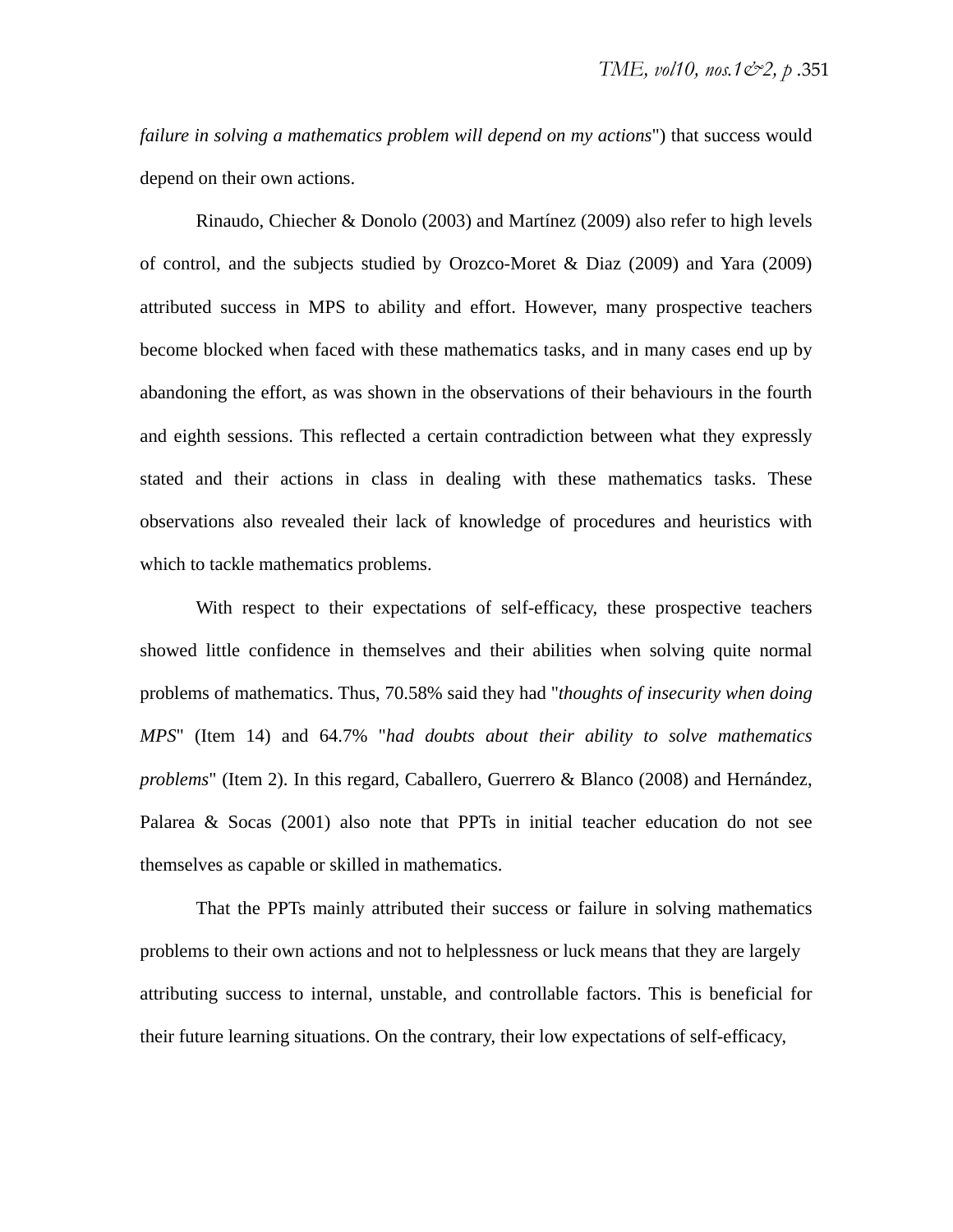*failure in solving a mathematics problem will depend on my actions*") that success would depend on their own actions.

Rinaudo, Chiecher & Donolo (2003) and Martínez (2009) also refer to high levels of control, and the subjects studied by Orozco-Moret & Diaz (2009) and Yara (2009) attributed success in MPS to ability and effort. However, many prospective teachers become blocked when faced with these mathematics tasks, and in many cases end up by abandoning the effort, as was shown in the observations of their behaviours in the fourth and eighth sessions. This reflected a certain contradiction between what they expressly stated and their actions in class in dealing with these mathematics tasks. These observations also revealed their lack of knowledge of procedures and heuristics with which to tackle mathematics problems.

With respect to their expectations of self-efficacy, these prospective teachers showed little confidence in themselves and their abilities when solving quite normal problems of mathematics. Thus, 70.58% said they had "*thoughts of insecurity when doing MPS*" (Item 14) and 64.7% "*had doubts about their ability to solve mathematics problems*" (Item 2). In this regard, Caballero, Guerrero & Blanco (2008) and Hernández, Palarea & Socas (2001) also note that PPTs in initial teacher education do not see themselves as capable or skilled in mathematics.

That the PPTs mainly attributed their success or failure in solving mathematics problems to their own actions and not to helplessness or luck means that they are largely attributing success to internal, unstable, and controllable factors. This is beneficial for their future learning situations. On the contrary, their low expectations of self-efficacy,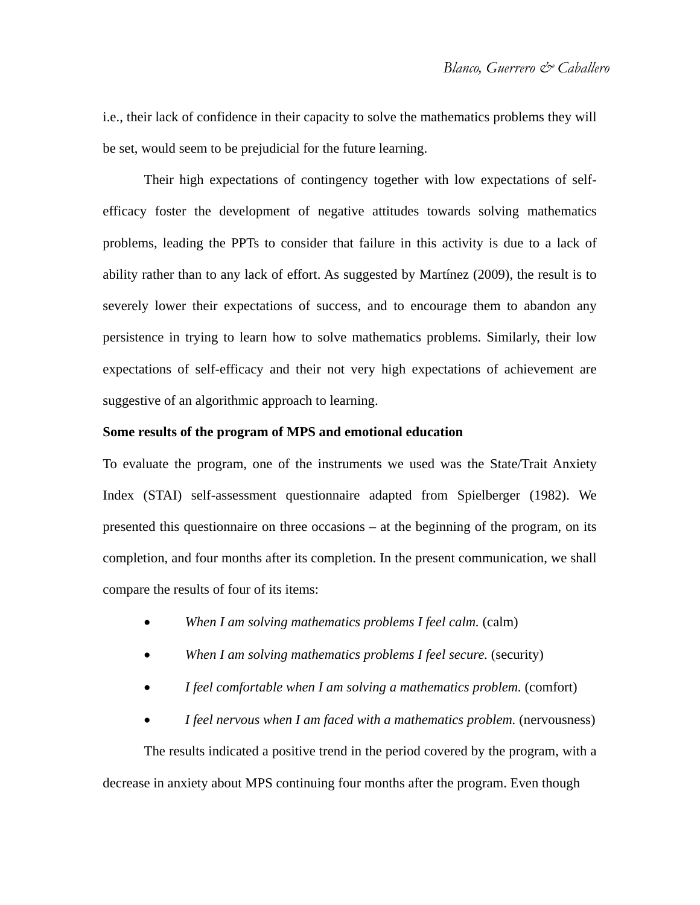i.e., their lack of confidence in their capacity to solve the mathematics problems they will be set, would seem to be prejudicial for the future learning.

Their high expectations of contingency together with low expectations of self-efficacy foster the development of negative attitudes towards solving mathematics problems, leading the PPTs to consider that failure in this activity is due to a lack of ability rather than to any lack of effort. As suggested by Martínez (2009), the result is to severely lower their expectations of success, and to encourage them to abandon any persistence in trying to learn how to solve mathematics problems. Similarly, their low expectations of self-efficacy and their not very high expectations of achievement are suggestive of an algorithmic approach to learning.

**Some results of the program of MPS and emotional education**

To evaluate the program, one of the instruments we used was the State/Trait Anxiety Index (STAI) self-assessment questionnaire adapted from Spielberger (1982). We presented this questionnaire on three occasions – at the beginning of the program, on its completion, and four months after its completion. In the present communication, we shall compare the results of four of its items:

- *When I am solving mathematics problems I feel calm.* (calm)
- *When I am solving mathematics problems I feel secure.* (security)
- *I feel comfortable when I am solving a mathematics problem.* (comfort)
- *I feel nervous when I am faced with a mathematics problem.* (nervousness)

The results indicated a positive trend in the period covered by the program, with a decrease in anxiety about MPS continuing four months after the program. Even though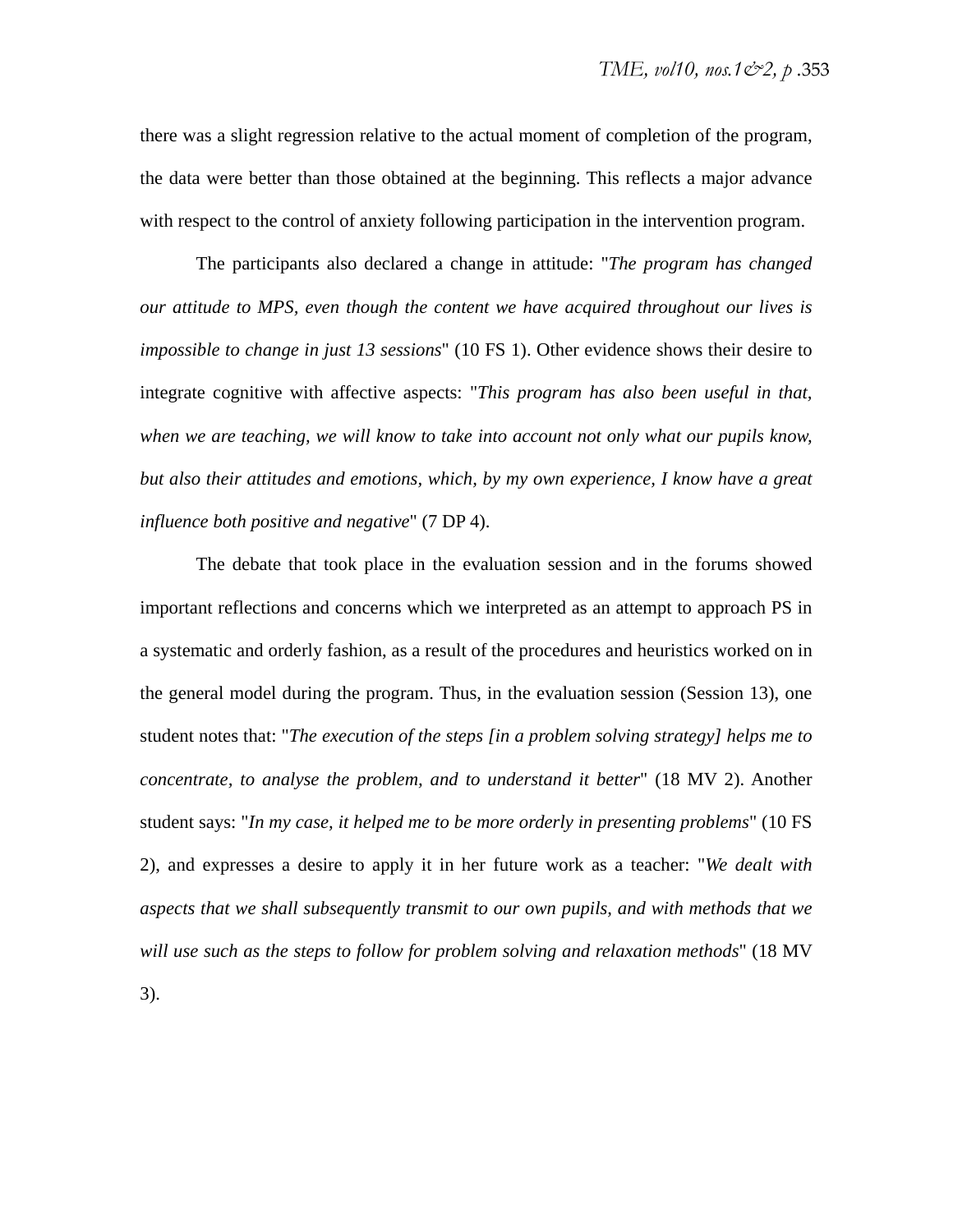there was a slight regression relative to the actual moment of completion of the program, the data were better than those obtained at the beginning. This reflects a major advance with respect to the control of anxiety following participation in the intervention program.

The participants also declared a change in attitude: "*The program has changed our attitude to MPS, even though the content we have acquired throughout our lives is impossible to change in just 13 sessions*" (10 FS 1). Other evidence shows their desire to integrate cognitive with affective aspects: "*This program has also been useful in that, when we are teaching, we will know to take into account not only what our pupils know, but also their attitudes and emotions, which, by my own experience, I know have a great influence both positive and negative*" (7 DP 4).

The debate that took place in the evaluation session and in the forums showed important reflections and concerns which we interpreted as an attempt to approach PS in a systematic and orderly fashion, as a result of the procedures and heuristics worked on in the general model during the program. Thus, in the evaluation session (Session 13), one student notes that: "*The execution of the steps [in a problem solving strategy] helps me to concentrate, to analyse the problem, and to understand it better*" (18 MV 2). Another student says: "*In my case, it helped me to be more orderly in presenting problems*" (10 FS 2), and expresses a desire to apply it in her future work as a teacher: "*We dealt with aspects that we shall subsequently transmit to our own pupils, and with methods that we will use such as the steps to follow for problem solving and relaxation methods*" (18 MV 3).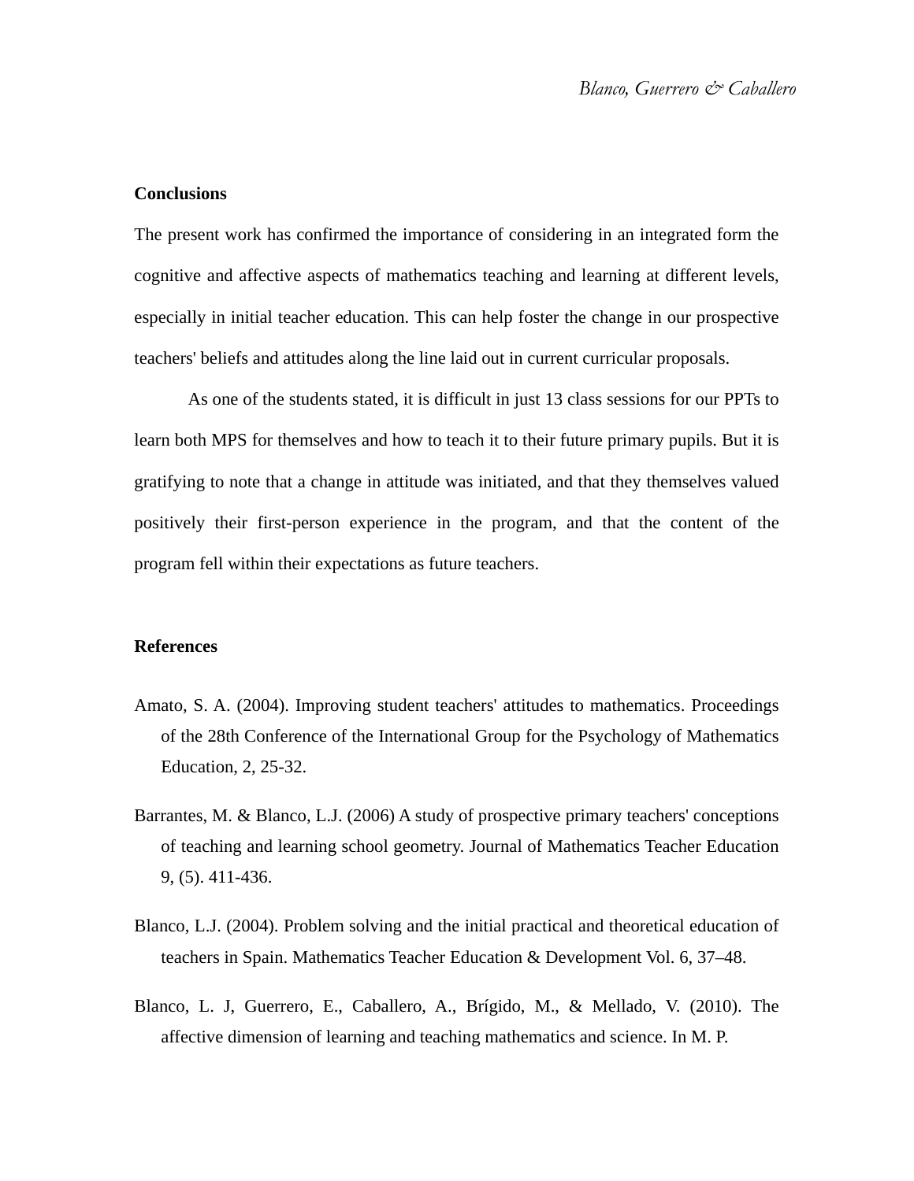## Conclusions

The present work has confirmed the importance of considering in an integrated form the cognitive and affective aspects of mathematics teaching and learning at different levels, especially in initial teacher education. This can help foster the change in our prospective teachers' beliefs and attitudes along the line laid out in current curricular proposals.

As one of the students stated, it is difficult in just 13 class sessions for our PPTs to learn both MPS for themselves and how to teach it to their future primary pupils. But it is gratifying to note that a change in attitude was initiated, and that they themselves valued positively their first-person experience in the program, and that the content of the program fell within their expectations as future teachers.

## References

Amato, S. A. (2004). Improving student teachers' attitudes to mathematics. Proceedings of the 28th Conference of the International Group for the Psychology of Mathematics Education, 2, 25-32.

Barrantes, M. & Blanco, L.J. (2006) A study of prospective primary teachers' conceptions of teaching and learning school geometry. Journal of Mathematics Teacher Education 9, (5). 411-436.

Blanco, L.J. (2004). Problem solving and the initial practical and theoretical education of teachers in Spain. Mathematics Teacher Education & Development Vol. 6, 37–48.

Blanco, L. J, Guerrero, E., Caballero, A., Brígido, M., & Mellado, V. (2010). The affective dimension of learning and teaching mathematics and science. In M. P.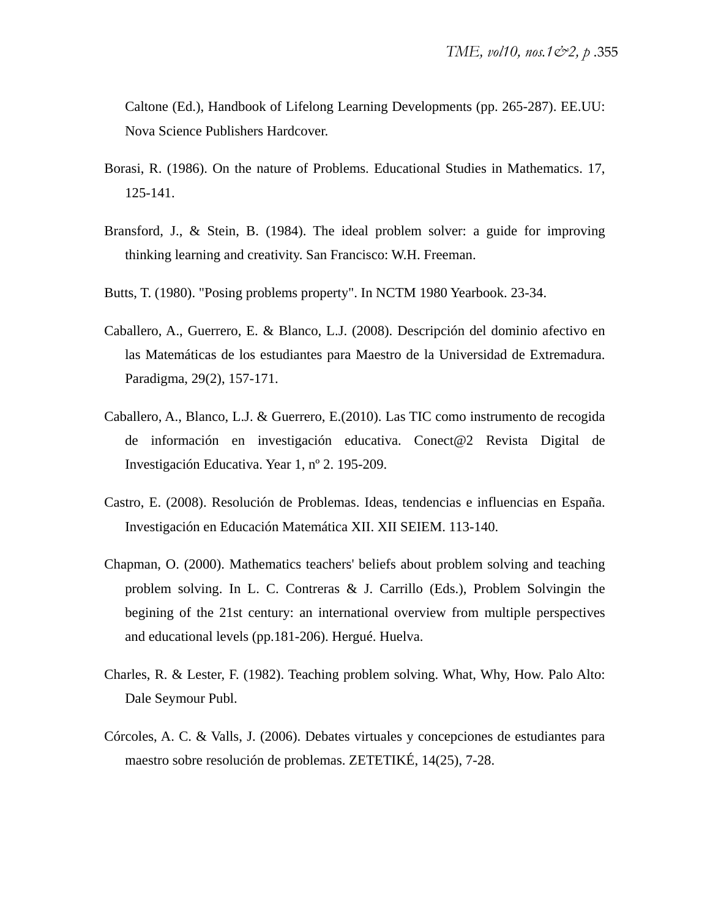Caltone (Ed.), Handbook of Lifelong Learning Developments (pp. 265-287). EE.UU: Nova Science Publishers Hardcover.

Borasi, R. (1986). On the nature of Problems. Educational Studies in Mathematics. 17, 125-141.

Bransford, J., & Stein, B. (1984). The ideal problem solver: a guide for improving thinking learning and creativity. San Francisco: W.H. Freeman.

Butts, T. (1980). "Posing problems property". In NCTM 1980 Yearbook. 23-34.

Caballero, A., Guerrero, E. & Blanco, L.J. (2008). Descripción del dominio afectivo en las Matemáticas de los estudiantes para Maestro de la Universidad de Extremadura. Paradigma, 29(2), 157-171.

Caballero, A., Blanco, L.J. & Guerrero, E.(2010). Las TIC como instrumento de recogida de información en investigación educativa. Conect@2 Revista Digital de Investigación Educativa. Year 1, nº 2. 195-209.

Castro, E. (2008). Resolución de Problemas. Ideas, tendencias e influencias en España. Investigación en Educación Matemática XII. XII SEIEM. 113-140.

Chapman, O. (2000). Mathematics teachers' beliefs about problem solving and teaching problem solving. In L. C. Contreras & J. Carrillo (Eds.), Problem Solvingin the begining of the 21st century: an international overview from multiple perspectives and educational levels (pp.181-206). Hergué. Huelva.

Charles, R. & Lester, F. (1982). Teaching problem solving. What, Why, How. Palo Alto: Dale Seymour Publ.

Córcoles, A. C. & Valls, J. (2006). Debates virtuales y concepciones de estudiantes para maestro sobre resolución de problemas. ZETETIKÉ, 14(25), 7-28.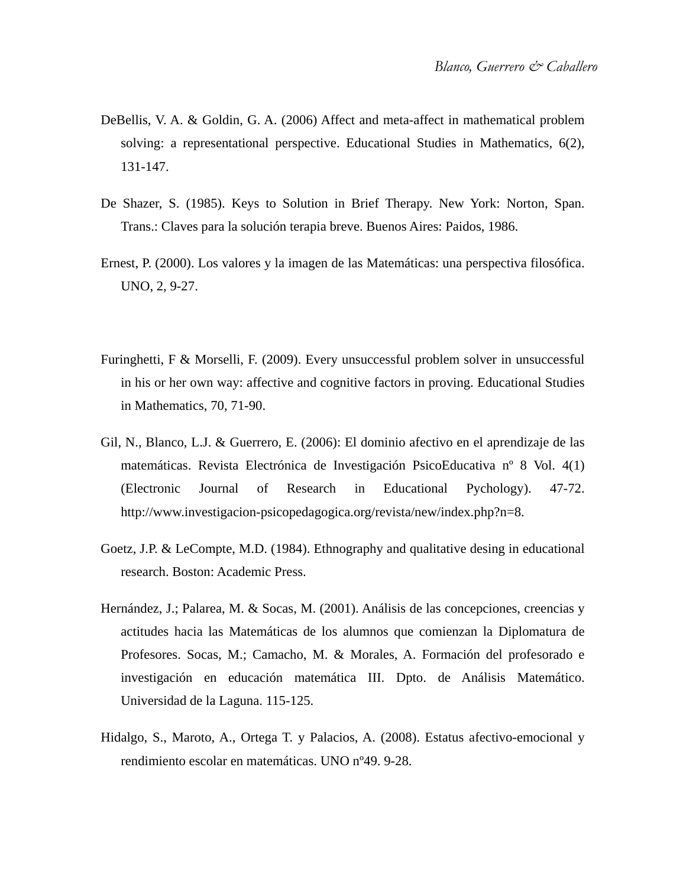DeBellis, V. A. & Goldin, G. A. (2006) Affect and meta-affect in mathematical problem solving: a representational perspective. Educational Studies in Mathematics, 6(2), 131-147.

De Shazer, S. (1985). Keys to Solution in Brief Therapy. New York: Norton, Span. Trans.: Claves para la solución terapia breve. Buenos Aires: Paidos, 1986.

Ernest, P. (2000). Los valores y la imagen de las Matemáticas: una perspectiva filosófica. UNO, 2, 9-27.

Furinghetti, F & Morselli, F. (2009). Every unsuccessful problem solver in unsuccessful in his or her own way: affective and cognitive factors in proving. Educational Studies in Mathematics, 70, 71-90.

Gil, N., Blanco, L.J. & Guerrero, E. (2006): El dominio afectivo en el aprendizaje de las matemáticas. Revista Electrónica de Investigación PsicoEducativa nº 8 Vol. 4(1) (Electronic Journal of Research in Educational Pychology). 47-72. http://www.investigacion-psicopedagogica.org/revista/new/index.php?n=8.

Goetz, J.P. & LeCompte, M.D. (1984). Ethnography and qualitative desing in educational research. Boston: Academic Press.

Hernández, J.; Palarea, M. & Socas, M. (2001). Análisis de las concepciones, creencias y actitudes hacia las Matemáticas de los alumnos que comienzan la Diplomatura de Profesores. Socas, M.; Camacho, M. & Morales, A. Formación del profesorado e investigación en educación matemática III. Dpto. de Análisis Matemático. Universidad de la Laguna. 115-125.

Hidalgo, S., Maroto, A., Ortega T. y Palacios, A. (2008). Estatus afectivo-emocional y rendimiento escolar en matemáticas. UNO nº49. 9-28.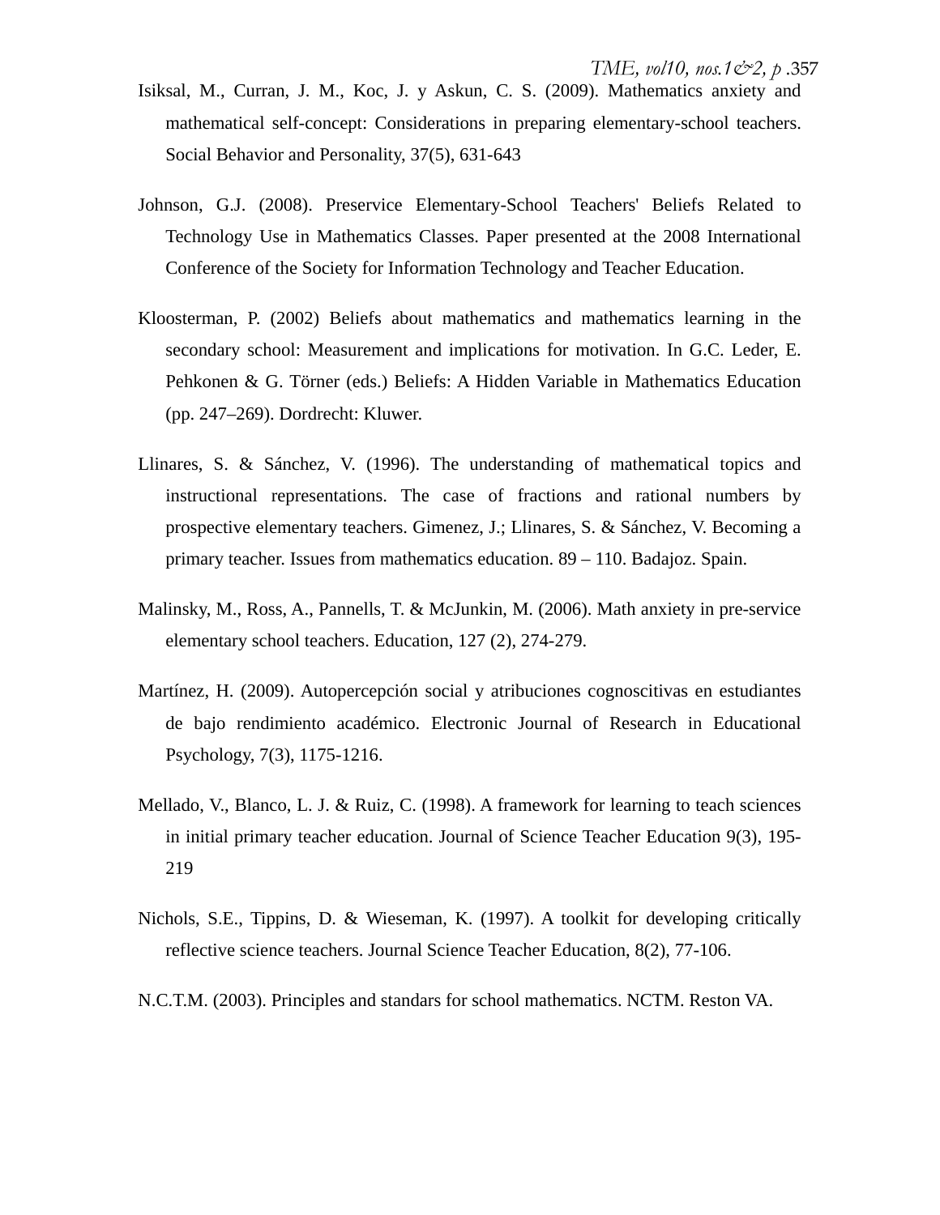Isiksal, M., Curran, J. M., Koc, J. y Askun, C. S. (2009). Mathematics anxiety and mathematical self-concept: Considerations in preparing elementary-school teachers. Social Behavior and Personality, 37(5), 631-643

Johnson, G.J. (2008). Preservice Elementary-School Teachers' Beliefs Related to Technology Use in Mathematics Classes. Paper presented at the 2008 International Conference of the Society for Information Technology and Teacher Education.

Kloosterman, P. (2002) Beliefs about mathematics and mathematics learning in the secondary school: Measurement and implications for motivation. In G.C. Leder, E. Pehkonen & G. Törner (eds.) Beliefs: A Hidden Variable in Mathematics Education (pp. 247–269). Dordrecht: Kluwer.

Llinares, S. & Sánchez, V. (1996). The understanding of mathematical topics and instructional representations. The case of fractions and rational numbers by prospective elementary teachers. Gimenez, J.; Llinares, S. & Sánchez, V. Becoming a primary teacher. Issues from mathematics education. 89 – 110. Badajoz. Spain.

Malinsky, M., Ross, A., Pannells, T. & McJunkin, M. (2006). Math anxiety in pre-service elementary school teachers. Education, 127 (2), 274-279.

Martínez, H. (2009). Autopercepción social y atribuciones cognoscitivas en estudiantes de bajo rendimiento académico. Electronic Journal of Research in Educational Psychology, 7(3), 1175-1216.

Mellado, V., Blanco, L. J. & Ruiz, C. (1998). A framework for learning to teach sciences in initial primary teacher education. Journal of Science Teacher Education 9(3), 195-219

Nichols, S.E., Tippins, D. & Wieseman, K. (1997). A toolkit for developing critically reflective science teachers. Journal Science Teacher Education, 8(2), 77-106.

N.C.T.M. (2003). Principles and standars for school mathematics. NCTM. Reston VA.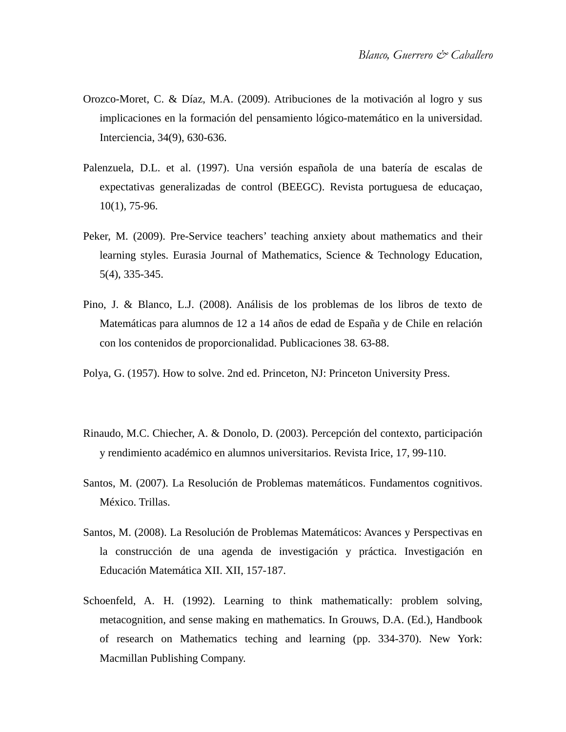Orozco-Moret, C. & Díaz, M.A. (2009). Atribuciones de la motivación al logro y sus implicaciones en la formación del pensamiento lógico-matemático en la universidad. Interciencia, 34(9), 630-636.

Palenzuela, D.L. et al. (1997). Una versión española de una batería de escalas de expectativas generalizadas de control (BEEGC). Revista portuguesa de educaçao, 10(1), 75-96.

Peker, M. (2009). Pre-Service teachers' teaching anxiety about mathematics and their learning styles. Eurasia Journal of Mathematics, Science & Technology Education, 5(4), 335-345.

Pino, J. & Blanco, L.J. (2008). Análisis de los problemas de los libros de texto de Matemáticas para alumnos de 12 a 14 años de edad de España y de Chile en relación con los contenidos de proporcionalidad. Publicaciones 38. 63-88.

Polya, G. (1957). How to solve. 2nd ed. Princeton, NJ: Princeton University Press.

Rinaudo, M.C. Chiecher, A. & Donolo, D. (2003). Percepción del contexto, participación y rendimiento académico en alumnos universitarios. Revista Irice, 17, 99-110.

Santos, M. (2007). La Resolución de Problemas matemáticos. Fundamentos cognitivos. México. Trillas.

Santos, M. (2008). La Resolución de Problemas Matemáticos: Avances y Perspectivas en la construcción de una agenda de investigación y práctica. Investigación en Educación Matemática XII. XII, 157-187.

Schoenfeld, A. H. (1992). Learning to think mathematically: problem solving, metacognition, and sense making en mathematics. In Grouws, D.A. (Ed.), Handbook of research on Mathematics teching and learning (pp. 334-370). New York: Macmillan Publishing Company.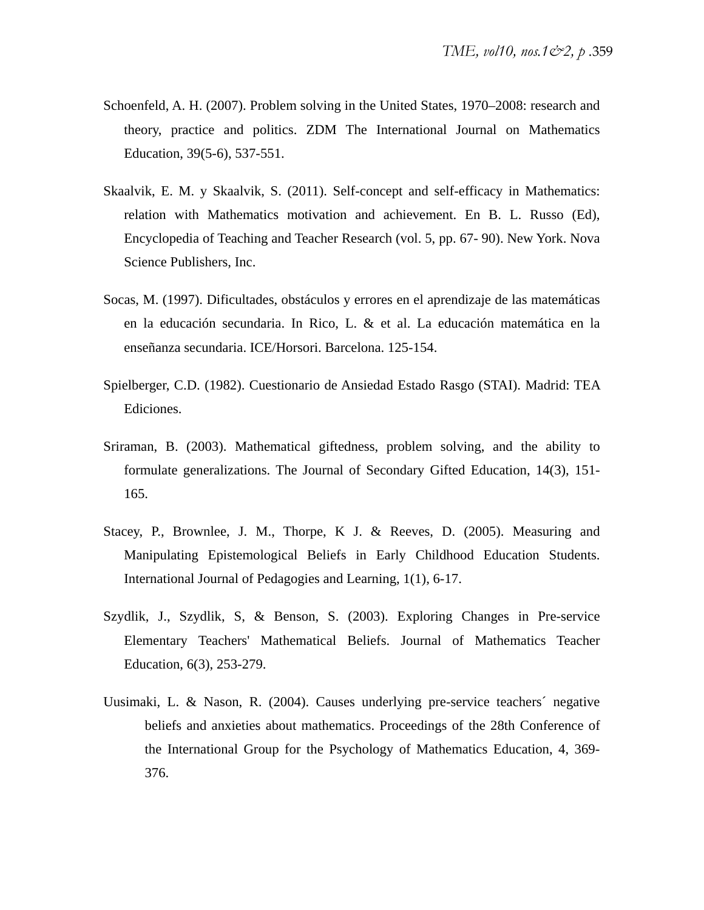Schoenfeld, A. H. (2007). Problem solving in the United States, 1970–2008: research and theory, practice and politics. ZDM The International Journal on Mathematics Education, 39(5-6), 537-551.

Skaalvik, E. M. y Skaalvik, S. (2011). Self-concept and self-efficacy in Mathematics: relation with Mathematics motivation and achievement. En B. L. Russo (Ed), Encyclopedia of Teaching and Teacher Research (vol. 5, pp. 67- 90). New York. Nova Science Publishers, Inc.

Socas, M. (1997). Dificultades, obstáculos y errores en el aprendizaje de las matemáticas en la educación secundaria. In Rico, L. & et al. La educación matemática en la enseñanza secundaria. ICE/Horsori. Barcelona. 125-154.

Spielberger, C.D. (1982). Cuestionario de Ansiedad Estado Rasgo (STAI). Madrid: TEA Ediciones.

Sriraman, B. (2003). Mathematical giftedness, problem solving, and the ability to formulate generalizations. The Journal of Secondary Gifted Education, 14(3), 151-165.

Stacey, P., Brownlee, J. M., Thorpe, K J. & Reeves, D. (2005). Measuring and Manipulating Epistemological Beliefs in Early Childhood Education Students. International Journal of Pedagogies and Learning, 1(1), 6-17.

Szydlik, J., Szydlik, S, & Benson, S. (2003). Exploring Changes in Pre-service Elementary Teachers' Mathematical Beliefs. Journal of Mathematics Teacher Education, 6(3), 253-279.

Uusimaki, L. & Nason, R. (2004). Causes underlying pre-service teachers´ negative beliefs and anxieties about mathematics. Proceedings of the 28th Conference of the International Group for the Psychology of Mathematics Education, 4, 369-376.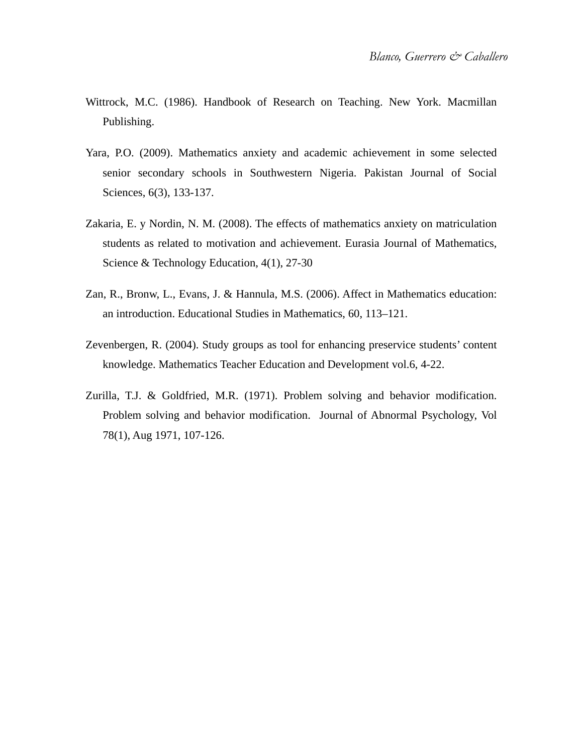Wittrock, M.C. (1986). Handbook of Research on Teaching. New York. Macmillan Publishing.

Yara, P.O. (2009). Mathematics anxiety and academic achievement in some selected senior secondary schools in Southwestern Nigeria. Pakistan Journal of Social Sciences, 6(3), 133-137.

Zakaria, E. y Nordin, N. M. (2008). The effects of mathematics anxiety on matriculation students as related to motivation and achievement. Eurasia Journal of Mathematics, Science & Technology Education, 4(1), 27-30

Zan, R., Bronw, L., Evans, J. & Hannula, M.S. (2006). Affect in Mathematics education: an introduction. Educational Studies in Mathematics, 60, 113–121.

Zevenbergen, R. (2004). Study groups as tool for enhancing preservice students' content knowledge. Mathematics Teacher Education and Development vol.6, 4-22.

Zurilla, T.J. & Goldfried, M.R. (1971). Problem solving and behavior modification. Problem solving and behavior modification. Journal of Abnormal Psychology, Vol 78(1), Aug 1971, 107-126.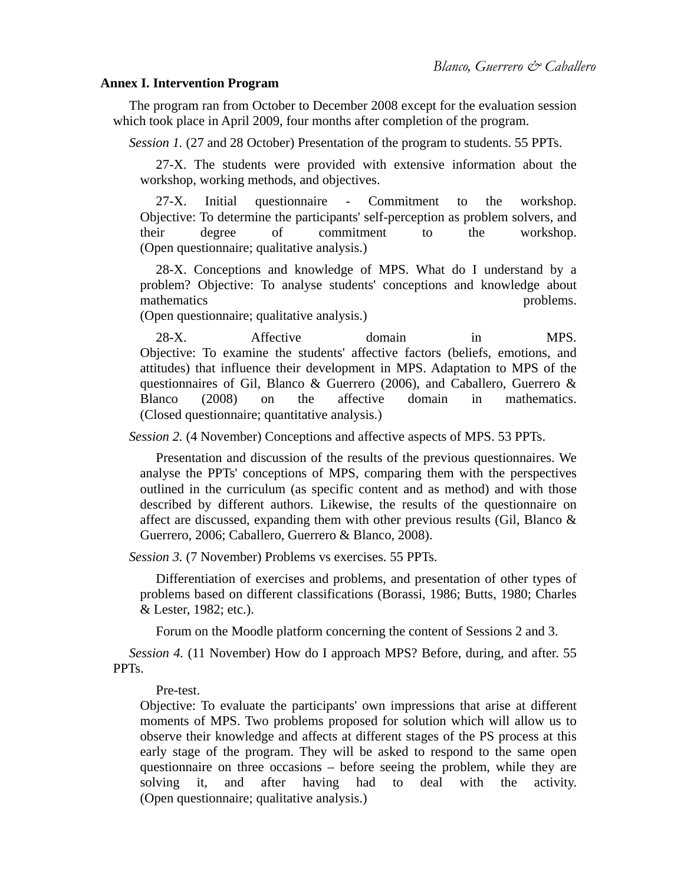**Annex I. Intervention Program**

The program ran from October to December 2008 except for the evaluation session which took place in April 2009, four months after completion of the program.

*Session 1.* (27 and 28 October) Presentation of the program to students. 55 PPTs.

27-X. The students were provided with extensive information about the workshop, working methods, and objectives.

27-X. Initial questionnaire - Commitment to the workshop. Objective: To determine the participants' self-perception as problem solvers, and their degree of commitment to the workshop.
(Open questionnaire; qualitative analysis.)

28-X. Conceptions and knowledge of MPS. What do I understand by a problem? Objective: To analyse students' conceptions and knowledge about mathematics problems.
(Open questionnaire; qualitative analysis.)

28-X. Affective domain in MPS.
Objective: To examine the students' affective factors (beliefs, emotions, and attitudes) that influence their development in MPS. Adaptation to MPS of the questionnaires of Gil, Blanco & Guerrero (2006), and Caballero, Guerrero & Blanco (2008) on the affective domain in mathematics.
(Closed questionnaire; quantitative analysis.)

*Session 2.* (4 November) Conceptions and affective aspects of MPS. 53 PPTs.

Presentation and discussion of the results of the previous questionnaires. We analyse the PPTs' conceptions of MPS, comparing them with the perspectives outlined in the curriculum (as specific content and as method) and with those described by different authors. Likewise, the results of the questionnaire on affect are discussed, expanding them with other previous results (Gil, Blanco & Guerrero, 2006; Caballero, Guerrero & Blanco, 2008).

*Session 3.* (7 November) Problems vs exercises. 55 PPTs.

Differentiation of exercises and problems, and presentation of other types of problems based on different classifications (Borassi, 1986; Butts, 1980; Charles & Lester, 1982; etc.).

Forum on the Moodle platform concerning the content of Sessions 2 and 3.

*Session 4.* (11 November) How do I approach MPS? Before, during, and after. 55 PPTs.

Pre-test.
Objective: To evaluate the participants' own impressions that arise at different moments of MPS. Two problems proposed for solution which will allow us to observe their knowledge and affects at different stages of the PS process at this early stage of the program. They will be asked to respond to the same open questionnaire on three occasions – before seeing the problem, while they are solving it, and after having had to deal with the activity.
(Open questionnaire; qualitative analysis.)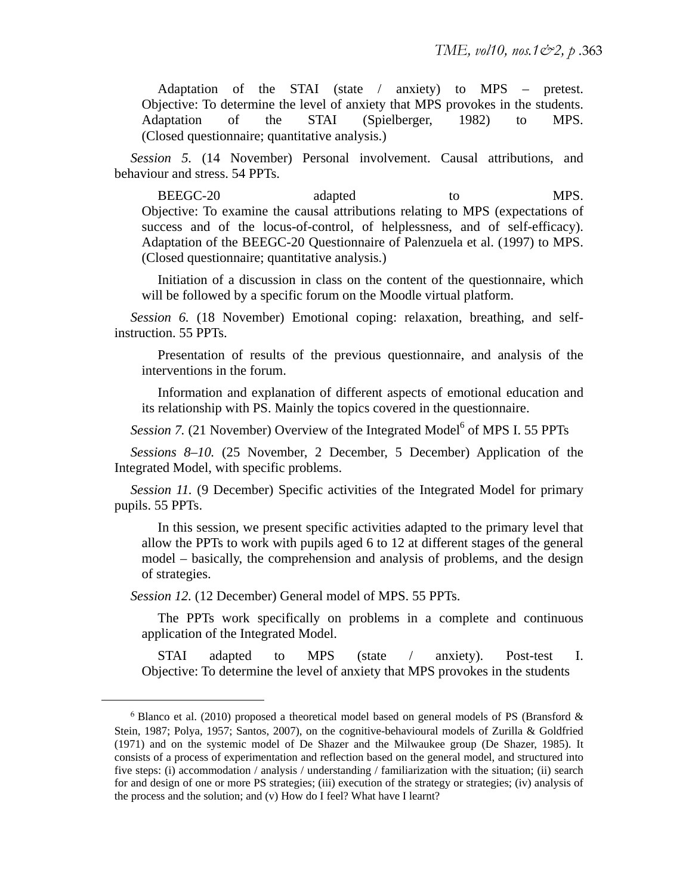Adaptation of the STAI (state / anxiety) to MPS – pretest. Objective: To determine the level of anxiety that MPS provokes in the students. Adaptation of the STAI (Spielberger, 1982) to MPS. (Closed questionnaire; quantitative analysis.)

*Session 5.* (14 November) Personal involvement. Causal attributions, and behaviour and stress. 54 PPTs.

BEEGC-20 adapted to MPS. Objective: To examine the causal attributions relating to MPS (expectations of success and of the locus-of-control, of helplessness, and of self-efficacy). Adaptation of the BEEGC-20 Questionnaire of Palenzuela et al. (1997) to MPS. (Closed questionnaire; quantitative analysis.)

Initiation of a discussion in class on the content of the questionnaire, which will be followed by a specific forum on the Moodle virtual platform.

*Session 6.* (18 November) Emotional coping: relaxation, breathing, and self-instruction. 55 PPTs.

Presentation of results of the previous questionnaire, and analysis of the interventions in the forum.

Information and explanation of different aspects of emotional education and its relationship with PS. Mainly the topics covered in the questionnaire.

*Session 7.* (21 November) Overview of the Integrated Model[6] of MPS I. 55 PPTs

*Sessions 8–10.* (25 November, 2 December, 5 December) Application of the Integrated Model, with specific problems.

*Session 11.* (9 December) Specific activities of the Integrated Model for primary pupils. 55 PPTs.

In this session, we present specific activities adapted to the primary level that allow the PPTs to work with pupils aged 6 to 12 at different stages of the general model – basically, the comprehension and analysis of problems, and the design of strategies.

*Session 12.* (12 December) General model of MPS. 55 PPTs.

The PPTs work specifically on problems in a complete and continuous application of the Integrated Model.

STAI adapted to MPS (state / anxiety). Post-test I. Objective: To determine the level of anxiety that MPS provokes in the students

---

[6] Blanco et al. (2010) proposed a theoretical model based on general models of PS (Bransford & Stein, 1987; Polya, 1957; Santos, 2007), on the cognitive-behavioural models of Zurilla & Goldfried (1971) and on the systemic model of De Shazer and the Milwaukee group (De Shazer, 1985). It consists of a process of experimentation and reflection based on the general model, and structured into five steps: (i) accommodation / analysis / understanding / familiarization with the situation; (ii) search for and design of one or more PS strategies; (iii) execution of the strategy or strategies; (iv) analysis of the process and the solution; and (v) How do I feel? What have I learnt?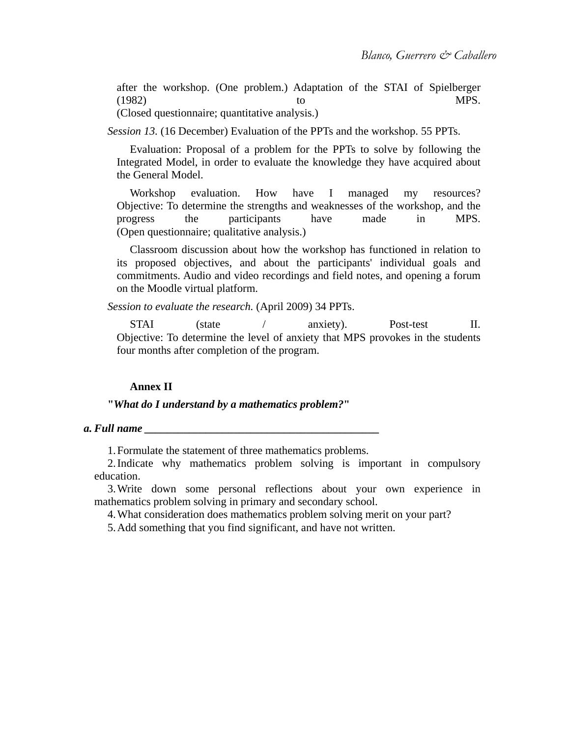after the workshop. (One problem.) Adaptation of the STAI of Spielberger (1982) to MPS.
(Closed questionnaire; quantitative analysis.)

*Session 13.* (16 December) Evaluation of the PPTs and the workshop. 55 PPTs.

Evaluation: Proposal of a problem for the PPTs to solve by following the Integrated Model, in order to evaluate the knowledge they have acquired about the General Model.

Workshop evaluation. How have I managed my resources?
Objective: To determine the strengths and weaknesses of the workshop, and the progress the participants have made in MPS.
(Open questionnaire; qualitative analysis.)

Classroom discussion about how the workshop has functioned in relation to its proposed objectives, and about the participants' individual goals and commitments. Audio and video recordings and field notes, and opening a forum on the Moodle virtual platform.

*Session to evaluate the research.* (April 2009) 34 PPTs.

STAI (state / anxiety). Post-test II.
Objective: To determine the level of anxiety that MPS provokes in the students four months after completion of the program.

**Annex II**

**"*What do I understand by a mathematics problem?*"**

***a. Full name*** **___________________________________________**

1. Formulate the statement of three mathematics problems.
2. Indicate why mathematics problem solving is important in compulsory education.
3. Write down some personal reflections about your own experience in mathematics problem solving in primary and secondary school.
4. What consideration does mathematics problem solving merit on your part?
5. Add something that you find significant, and have not written.